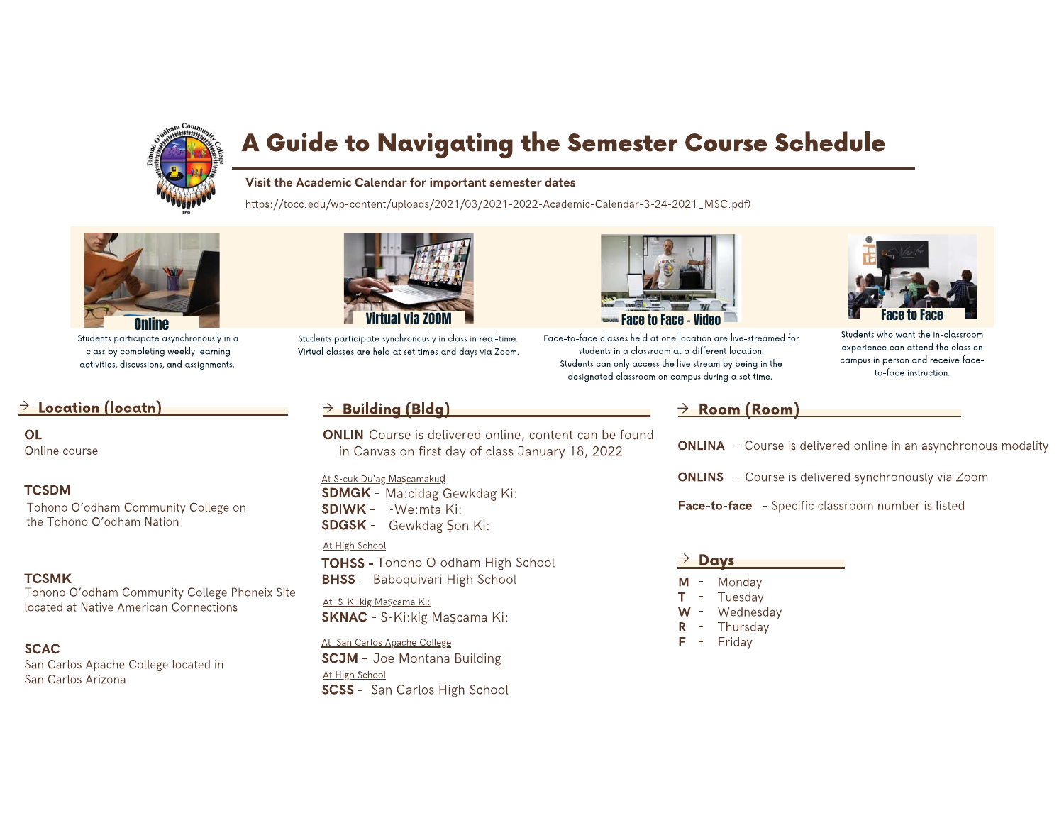# A Guide to Navigating the Semester Course Schedule

**Visit the Academic Calendar for important semester dates**

https://tocc.edu/wp-content/uploads/2021/03/2021-2022-Academic-Calendar-3-24-2021_MSC.pdf)

**Online**

Students participate asynchronously in a class by completing weekly learning activities, discussions, and assignments.

**Virtual via ZOOM**

Students participate synchronously in class in real-time. Virtual classes are held at set times and days via Zoom.

**Face to Face - Video**

Face-to-face classes held at one location are live-streamed for students in a classroom at a different location. Students can only access the live stream by being in the designated classroom on campus during a set time.

**Face to Face**

Students who want the in-classroom experience can attend the class on campus in person and receive face-to-face instruction.

## → Location (locatn)

**OL**
Online course

**TCSDM**
Tohono O'odham Community College on the Tohono O'odham Nation

**TCSMK**
Tohono O'odham Community College Phoneix Site located at Native American Connections

**SCAC**
San Carlos Apache College located in San Carlos Arizona

## → Building (Bldg)

**ONLIN** Course is delivered online, content can be found in Canvas on first day of class January 18, 2022

At S-cuk Du'ag Maṣcamakuḍ

**SDMGK** - Ma:cidag Gewkdag Ki:
**SDIWK** - I-We:mta Ki:
**SDGSK** - Gewkdag Ṣon Ki:

At High School

**TOHSS** - Tohono O'odham High School
**BHSS** - Baboquivari High School

At S-Ki:kig Maṣcama Ki:

**SKNAC** - S-Ki:kig Maṣcama Ki:

At San Carlos Apache College

**SCJM** - Joe Montana Building

At High School

**SCSS** - San Carlos High School

## → Room (Room)

**ONLINA** - Course is delivered online in an asynchronous modality

**ONLINS** - Course is delivered synchronously via Zoom

**Face-to-face** - Specific classroom number is listed

## → Days

**M** - Monday
**T** - Tuesday
**W** - Wednesday
**R** - Thursday
**F** - Friday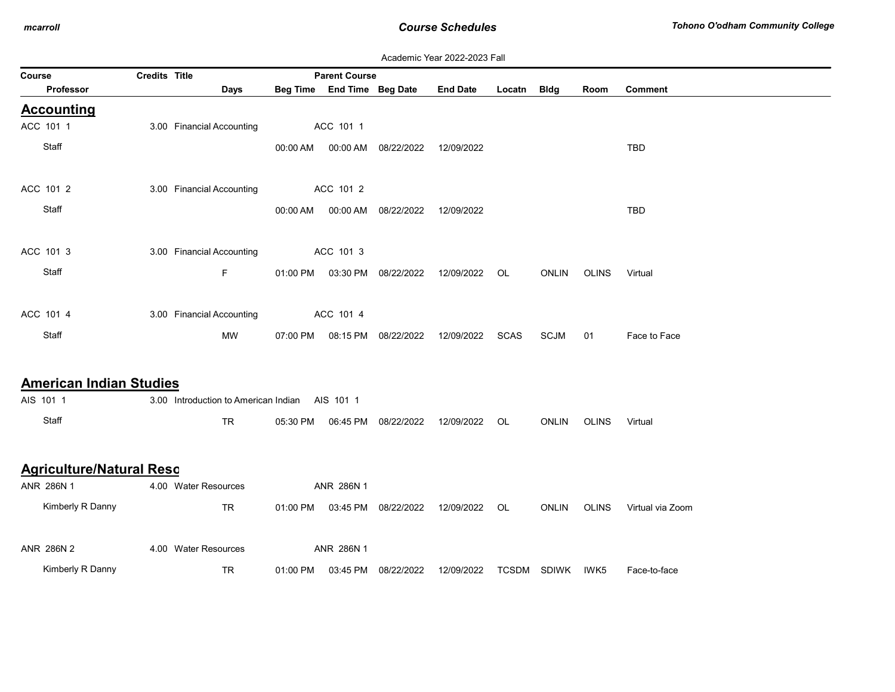Academic Year 2022-2023 Fall

| Course / Professor | Credits | Title | Days | Beg Time | Parent Course / End Time | Beg Date | End Date | Locatn | Bldg | Room | Comment |
|---|---|---|---|---|---|---|---|---|---|---|---|

## Accounting

| Course / Professor | Credits | Title | Days | Beg Time | Parent Course / End Time | Beg Date | End Date | Locatn | Bldg | Room | Comment |
|---|---|---|---|---|---|---|---|---|---|---|---|
| ACC 101 1 | 3.00 | Financial Accounting | | | ACC 101 1 | | | | | | |
| Staff | | | | 00:00 AM | 00:00 AM | 08/22/2022 | 12/09/2022 | | | | TBD |
| ACC 101 2 | 3.00 | Financial Accounting | | | ACC 101 2 | | | | | | |
| Staff | | | | 00:00 AM | 00:00 AM | 08/22/2022 | 12/09/2022 | | | | TBD |
| ACC 101 3 | 3.00 | Financial Accounting | | | ACC 101 3 | | | | | | |
| Staff | | | F | 01:00 PM | 03:30 PM | 08/22/2022 | 12/09/2022 | OL | ONLIN | OLINS | Virtual |
| ACC 101 4 | 3.00 | Financial Accounting | | | ACC 101 4 | | | | | | |
| Staff | | | MW | 07:00 PM | 08:15 PM | 08/22/2022 | 12/09/2022 | SCAS | SCJM | 01 | Face to Face |

## American Indian Studies

| Course / Professor | Credits | Title | Days | Beg Time | Parent Course / End Time | Beg Date | End Date | Locatn | Bldg | Room | Comment |
|---|---|---|---|---|---|---|---|---|---|---|---|
| AIS 101 1 | 3.00 | Introduction to American Indian | | | AIS 101 1 | | | | | | |
| Staff | | | TR | 05:30 PM | 06:45 PM | 08/22/2022 | 12/09/2022 | OL | ONLIN | OLINS | Virtual |

## Agriculture/Natural Reso

| Course / Professor | Credits | Title | Days | Beg Time | Parent Course / End Time | Beg Date | End Date | Locatn | Bldg | Room | Comment |
|---|---|---|---|---|---|---|---|---|---|---|---|
| ANR 286N 1 | 4.00 | Water Resources | | | ANR 286N 1 | | | | | | |
| Kimberly R Danny | | | TR | 01:00 PM | 03:45 PM | 08/22/2022 | 12/09/2022 | OL | ONLIN | OLINS | Virtual via Zoom |
| ANR 286N 2 | 4.00 | Water Resources | | | ANR 286N 1 | | | | | | |
| Kimberly R Danny | | | TR | 01:00 PM | 03:45 PM | 08/22/2022 | 12/09/2022 | TCSDM | SDIWK | IWK5 | Face-to-face |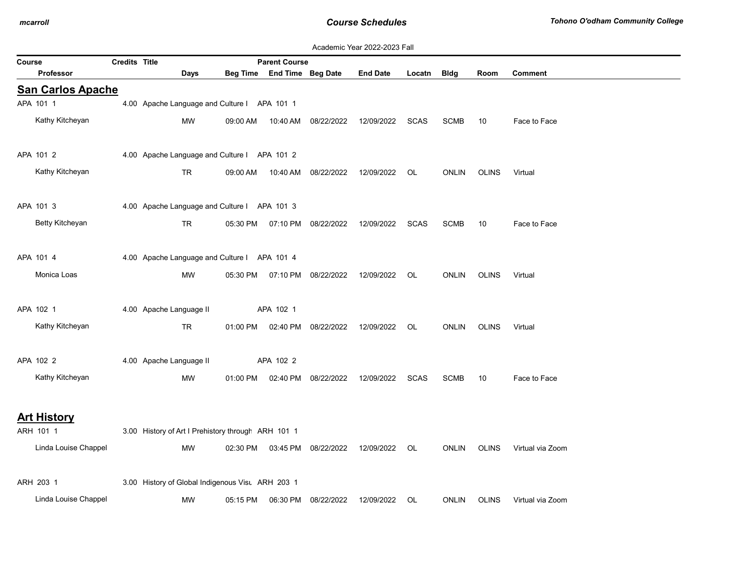Academic Year 2022-2023 Fall

| Course | Credits | Title | Parent Course | | | | | | | |
|---|---|---|---|---|---|---|---|---|---|---|
| Professor | Days | Beg Time | End Time | Beg Date | End Date | Locatn | Bldg | Room | Comment | |

## San Carlos Apache

| Course / Professor | Credits | Title | Parent Course | Days | Beg Time | End Time | Beg Date | End Date | Locatn | Bldg | Room | Comment |
|---|---|---|---|---|---|---|---|---|---|---|---|---|
| APA 101 1 | 4.00 | Apache Language and Culture I | APA 101 1 | | | | | | | | | |
| Kathy Kitcheyan | | | | MW | 09:00 AM | 10:40 AM | 08/22/2022 | 12/09/2022 | SCAS | SCMB | 10 | Face to Face |
| APA 101 2 | 4.00 | Apache Language and Culture I | APA 101 2 | | | | | | | | | |
| Kathy Kitcheyan | | | | TR | 09:00 AM | 10:40 AM | 08/22/2022 | 12/09/2022 | OL | ONLIN | OLINS | Virtual |
| APA 101 3 | 4.00 | Apache Language and Culture I | APA 101 3 | | | | | | | | | |
| Betty Kitcheyan | | | | TR | 05:30 PM | 07:10 PM | 08/22/2022 | 12/09/2022 | SCAS | SCMB | 10 | Face to Face |
| APA 101 4 | 4.00 | Apache Language and Culture I | APA 101 4 | | | | | | | | | |
| Monica Loas | | | | MW | 05:30 PM | 07:10 PM | 08/22/2022 | 12/09/2022 | OL | ONLIN | OLINS | Virtual |
| APA 102 1 | 4.00 | Apache Language II | APA 102 1 | | | | | | | | | |
| Kathy Kitcheyan | | | | TR | 01:00 PM | 02:40 PM | 08/22/2022 | 12/09/2022 | OL | ONLIN | OLINS | Virtual |
| APA 102 2 | 4.00 | Apache Language II | APA 102 2 | | | | | | | | | |
| Kathy Kitcheyan | | | | MW | 01:00 PM | 02:40 PM | 08/22/2022 | 12/09/2022 | SCAS | SCMB | 10 | Face to Face |

## Art History

| Course / Professor | Credits | Title | Parent Course | Days | Beg Time | End Time | Beg Date | End Date | Locatn | Bldg | Room | Comment |
|---|---|---|---|---|---|---|---|---|---|---|---|---|
| ARH 101 1 | 3.00 | History of Art I Prehistory through | ARH 101 1 | | | | | | | | | |
| Linda Louise Chappel | | | | MW | 02:30 PM | 03:45 PM | 08/22/2022 | 12/09/2022 | OL | ONLIN | OLINS | Virtual via Zoom |
| ARH 203 1 | 3.00 | History of Global Indigenous Visu | ARH 203 1 | | | | | | | | | |
| Linda Louise Chappel | | | | MW | 05:15 PM | 06:30 PM | 08/22/2022 | 12/09/2022 | OL | ONLIN | OLINS | Virtual via Zoom |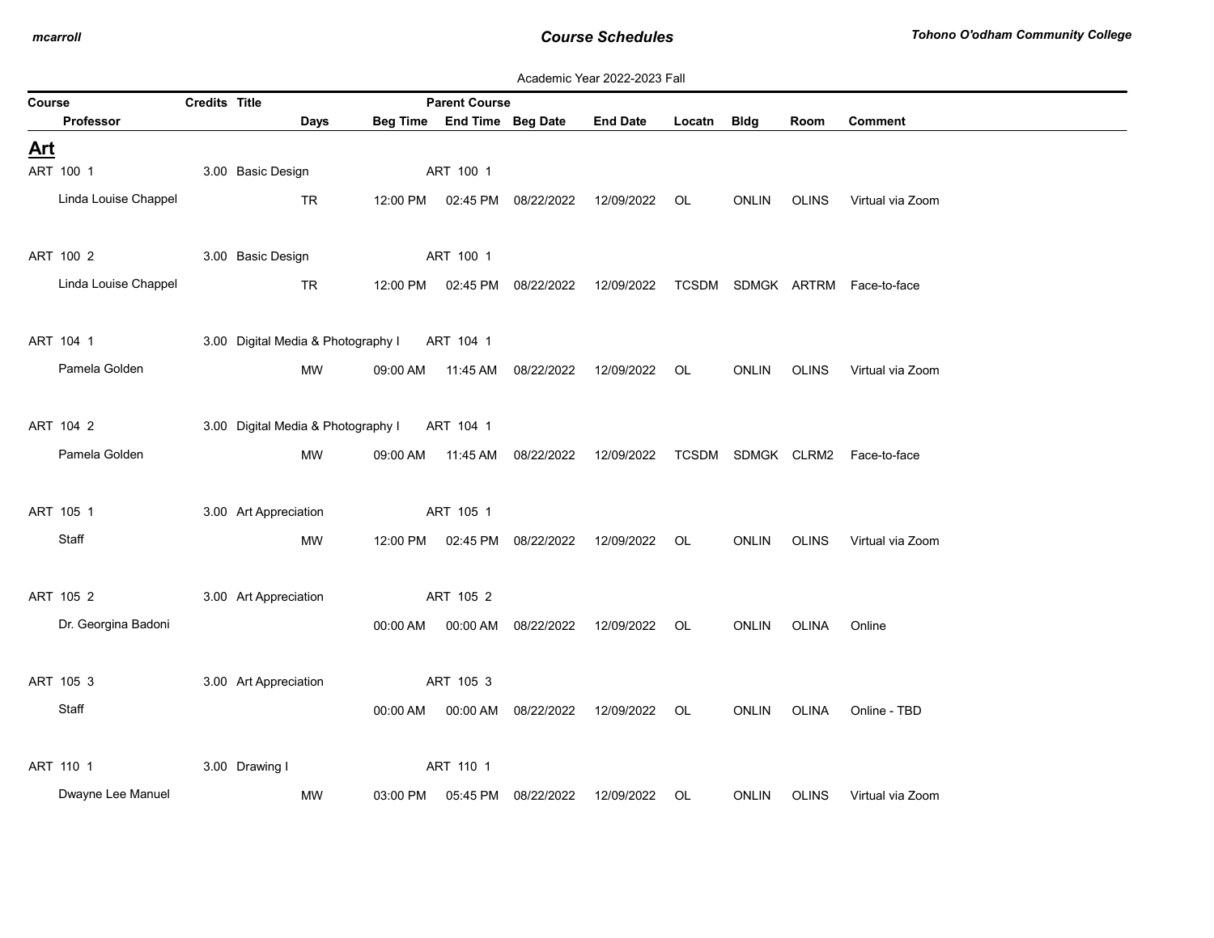Academic Year 2022-2023 Fall

| Course | Credits | Title | Parent Course | | | | | | | |
|---|---|---|---|---|---|---|---|---|---|---|
| Professor | Days | Beg Time | End Time | Beg Date | End Date | Locatn | Bldg | Room | Comment | |

## Art

| Course / Professor | Credits | Title / Days | Beg Time | Parent Course / End Time | Beg Date | End Date | Locatn | Bldg | Room | Comment |
|---|---|---|---|---|---|---|---|---|---|---|
| ART 100 1 | 3.00 | Basic Design | | ART 100 1 | | | | | | |
| Linda Louise Chappel | | TR | 12:00 PM | 02:45 PM | 08/22/2022 | 12/09/2022 | OL | ONLIN | OLINS | Virtual via Zoom |
| ART 100 2 | 3.00 | Basic Design | | ART 100 1 | | | | | | |
| Linda Louise Chappel | | TR | 12:00 PM | 02:45 PM | 08/22/2022 | 12/09/2022 | TCSDM | SDMGK | ARTRM | Face-to-face |
| ART 104 1 | 3.00 | Digital Media & Photography I | | ART 104 1 | | | | | | |
| Pamela Golden | | MW | 09:00 AM | 11:45 AM | 08/22/2022 | 12/09/2022 | OL | ONLIN | OLINS | Virtual via Zoom |
| ART 104 2 | 3.00 | Digital Media & Photography I | | ART 104 1 | | | | | | |
| Pamela Golden | | MW | 09:00 AM | 11:45 AM | 08/22/2022 | 12/09/2022 | TCSDM | SDMGK | CLRM2 | Face-to-face |
| ART 105 1 | 3.00 | Art Appreciation | | ART 105 1 | | | | | | |
| Staff | | MW | 12:00 PM | 02:45 PM | 08/22/2022 | 12/09/2022 | OL | ONLIN | OLINS | Virtual via Zoom |
| ART 105 2 | 3.00 | Art Appreciation | | ART 105 2 | | | | | | |
| Dr. Georgina Badoni | | | 00:00 AM | 00:00 AM | 08/22/2022 | 12/09/2022 | OL | ONLIN | OLINA | Online |
| ART 105 3 | 3.00 | Art Appreciation | | ART 105 3 | | | | | | |
| Staff | | | 00:00 AM | 00:00 AM | 08/22/2022 | 12/09/2022 | OL | ONLIN | OLINA | Online - TBD |
| ART 110 1 | 3.00 | Drawing I | | ART 110 1 | | | | | | |
| Dwayne Lee Manuel | | MW | 03:00 PM | 05:45 PM | 08/22/2022 | 12/09/2022 | OL | ONLIN | OLINS | Virtual via Zoom |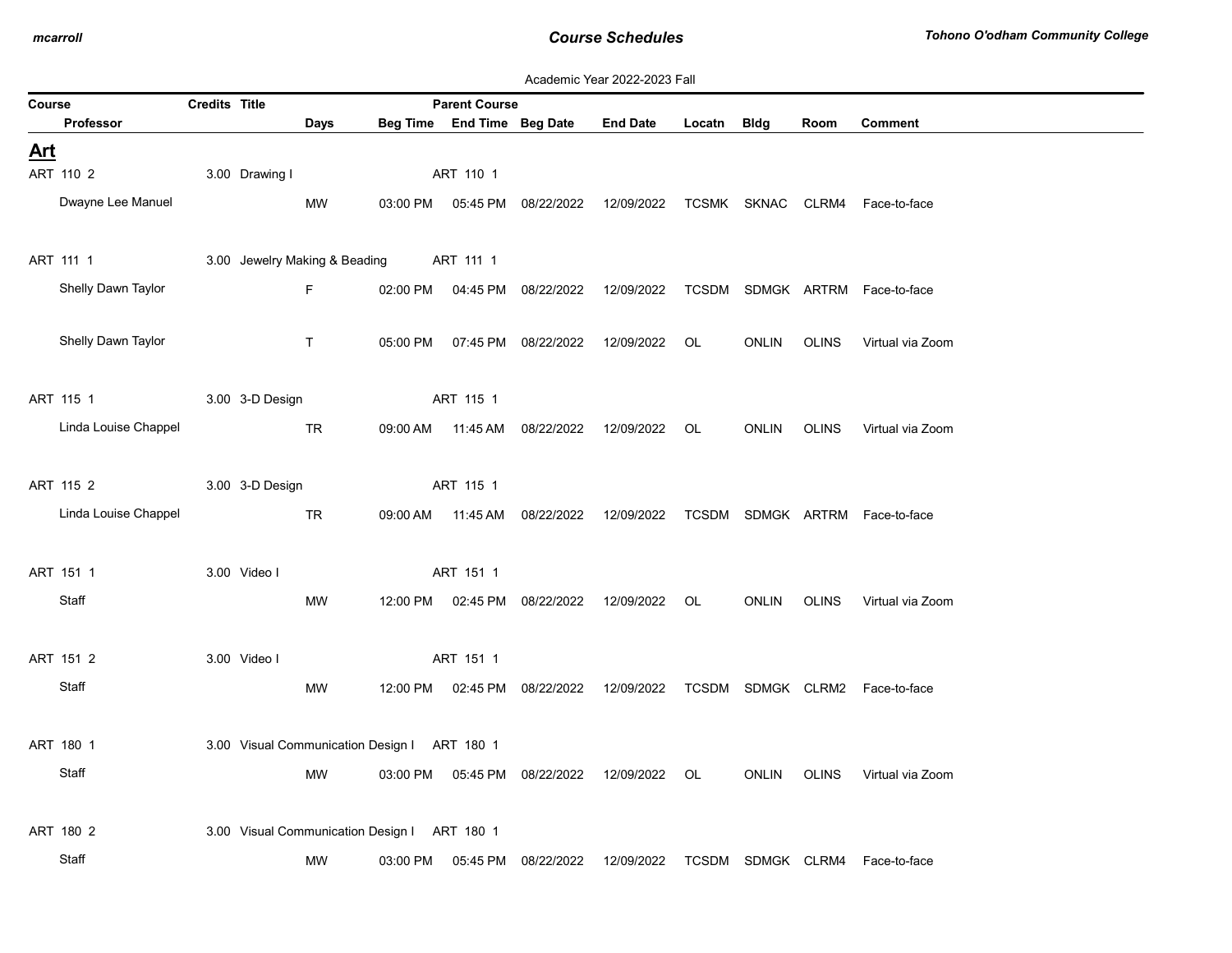Academic Year 2022-2023 Fall

| Course | Credits | Title | Parent Course | | | | | | | |
|---|---|---|---|---|---|---|---|---|---|---|
| Professor | Days | Beg Time | End Time | Beg Date | End Date | Locatn | Bldg | Room | Comment | |

## Art

| Course / Professor | Credits | Title | Days | Beg Time | End Time | Beg Date | End Date | Locatn | Bldg | Room | Comment | Parent Course |
|---|---|---|---|---|---|---|---|---|---|---|---|---|
| ART 110 2 | 3.00 | Drawing I | | | | | | | | | | ART 110 1 |
| Dwayne Lee Manuel | | | MW | 03:00 PM | 05:45 PM | 08/22/2022 | 12/09/2022 | TCSMK | SKNAC | CLRM4 | Face-to-face | |
| ART 111 1 | 3.00 | Jewelry Making & Beading | | | | | | | | | | ART 111 1 |
| Shelly Dawn Taylor | | | F | 02:00 PM | 04:45 PM | 08/22/2022 | 12/09/2022 | TCSDM | SDMGK | ARTRM | Face-to-face | |
| Shelly Dawn Taylor | | | T | 05:00 PM | 07:45 PM | 08/22/2022 | 12/09/2022 | OL | ONLIN | OLINS | Virtual via Zoom | |
| ART 115 1 | 3.00 | 3-D Design | | | | | | | | | | ART 115 1 |
| Linda Louise Chappel | | | TR | 09:00 AM | 11:45 AM | 08/22/2022 | 12/09/2022 | OL | ONLIN | OLINS | Virtual via Zoom | |
| ART 115 2 | 3.00 | 3-D Design | | | | | | | | | | ART 115 1 |
| Linda Louise Chappel | | | TR | 09:00 AM | 11:45 AM | 08/22/2022 | 12/09/2022 | TCSDM | SDMGK | ARTRM | Face-to-face | |
| ART 151 1 | 3.00 | Video I | | | | | | | | | | ART 151 1 |
| Staff | | | MW | 12:00 PM | 02:45 PM | 08/22/2022 | 12/09/2022 | OL | ONLIN | OLINS | Virtual via Zoom | |
| ART 151 2 | 3.00 | Video I | | | | | | | | | | ART 151 1 |
| Staff | | | MW | 12:00 PM | 02:45 PM | 08/22/2022 | 12/09/2022 | TCSDM | SDMGK | CLRM2 | Face-to-face | |
| ART 180 1 | 3.00 | Visual Communication Design I | | | | | | | | | | ART 180 1 |
| Staff | | | MW | 03:00 PM | 05:45 PM | 08/22/2022 | 12/09/2022 | OL | ONLIN | OLINS | Virtual via Zoom | |
| ART 180 2 | 3.00 | Visual Communication Design I | | | | | | | | | | ART 180 1 |
| Staff | | | MW | 03:00 PM | 05:45 PM | 08/22/2022 | 12/09/2022 | TCSDM | SDMGK | CLRM4 | Face-to-face | |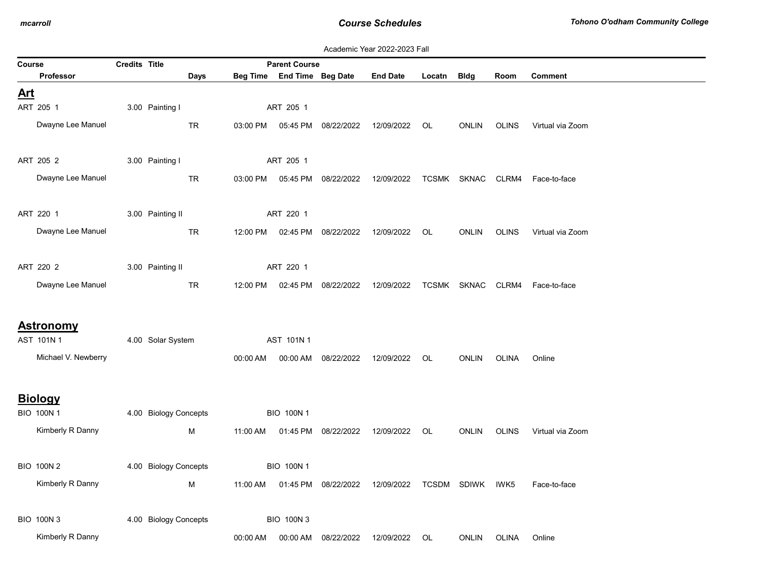Academic Year 2022-2023 Fall

| Course | Credits | Title | Days | Beg Time | Parent Course / End Time | Beg Date | End Date | Locatn | Bldg | Room | Comment |
|---|---|---|---|---|---|---|---|---|---|---|---|
| Professor | | | | | | | | | | | |

## Art

| Course | Credits | Title | Days | Beg Time | Parent Course / End Time | Beg Date | End Date | Locatn | Bldg | Room | Comment |
|---|---|---|---|---|---|---|---|---|---|---|---|
| ART 205 1 | 3.00 | Painting I | | | ART 205 1 | | | | | | |
| Dwayne Lee Manuel | | | TR | 03:00 PM | 05:45 PM | 08/22/2022 | 12/09/2022 | OL | ONLIN | OLINS | Virtual via Zoom |
| ART 205 2 | 3.00 | Painting I | | | ART 205 1 | | | | | | |
| Dwayne Lee Manuel | | | TR | 03:00 PM | 05:45 PM | 08/22/2022 | 12/09/2022 | TCSMK | SKNAC | CLRM4 | Face-to-face |
| ART 220 1 | 3.00 | Painting II | | | ART 220 1 | | | | | | |
| Dwayne Lee Manuel | | | TR | 12:00 PM | 02:45 PM | 08/22/2022 | 12/09/2022 | OL | ONLIN | OLINS | Virtual via Zoom |
| ART 220 2 | 3.00 | Painting II | | | ART 220 1 | | | | | | |
| Dwayne Lee Manuel | | | TR | 12:00 PM | 02:45 PM | 08/22/2022 | 12/09/2022 | TCSMK | SKNAC | CLRM4 | Face-to-face |

## Astronomy

| Course | Credits | Title | Days | Beg Time | Parent Course / End Time | Beg Date | End Date | Locatn | Bldg | Room | Comment |
|---|---|---|---|---|---|---|---|---|---|---|---|
| AST 101N 1 | 4.00 | Solar System | | | AST 101N 1 | | | | | | |
| Michael V. Newberry | | | | 00:00 AM | 00:00 AM | 08/22/2022 | 12/09/2022 | OL | ONLIN | OLINA | Online |

## Biology

| Course | Credits | Title | Days | Beg Time | Parent Course / End Time | Beg Date | End Date | Locatn | Bldg | Room | Comment |
|---|---|---|---|---|---|---|---|---|---|---|---|
| BIO 100N 1 | 4.00 | Biology Concepts | | | BIO 100N 1 | | | | | | |
| Kimberly R Danny | | | M | 11:00 AM | 01:45 PM | 08/22/2022 | 12/09/2022 | OL | ONLIN | OLINS | Virtual via Zoom |
| BIO 100N 2 | 4.00 | Biology Concepts | | | BIO 100N 1 | | | | | | |
| Kimberly R Danny | | | M | 11:00 AM | 01:45 PM | 08/22/2022 | 12/09/2022 | TCSDM | SDIWK | IWK5 | Face-to-face |
| BIO 100N 3 | 4.00 | Biology Concepts | | | BIO 100N 3 | | | | | | |
| Kimberly R Danny | | | | 00:00 AM | 00:00 AM | 08/22/2022 | 12/09/2022 | OL | ONLIN | OLINA | Online |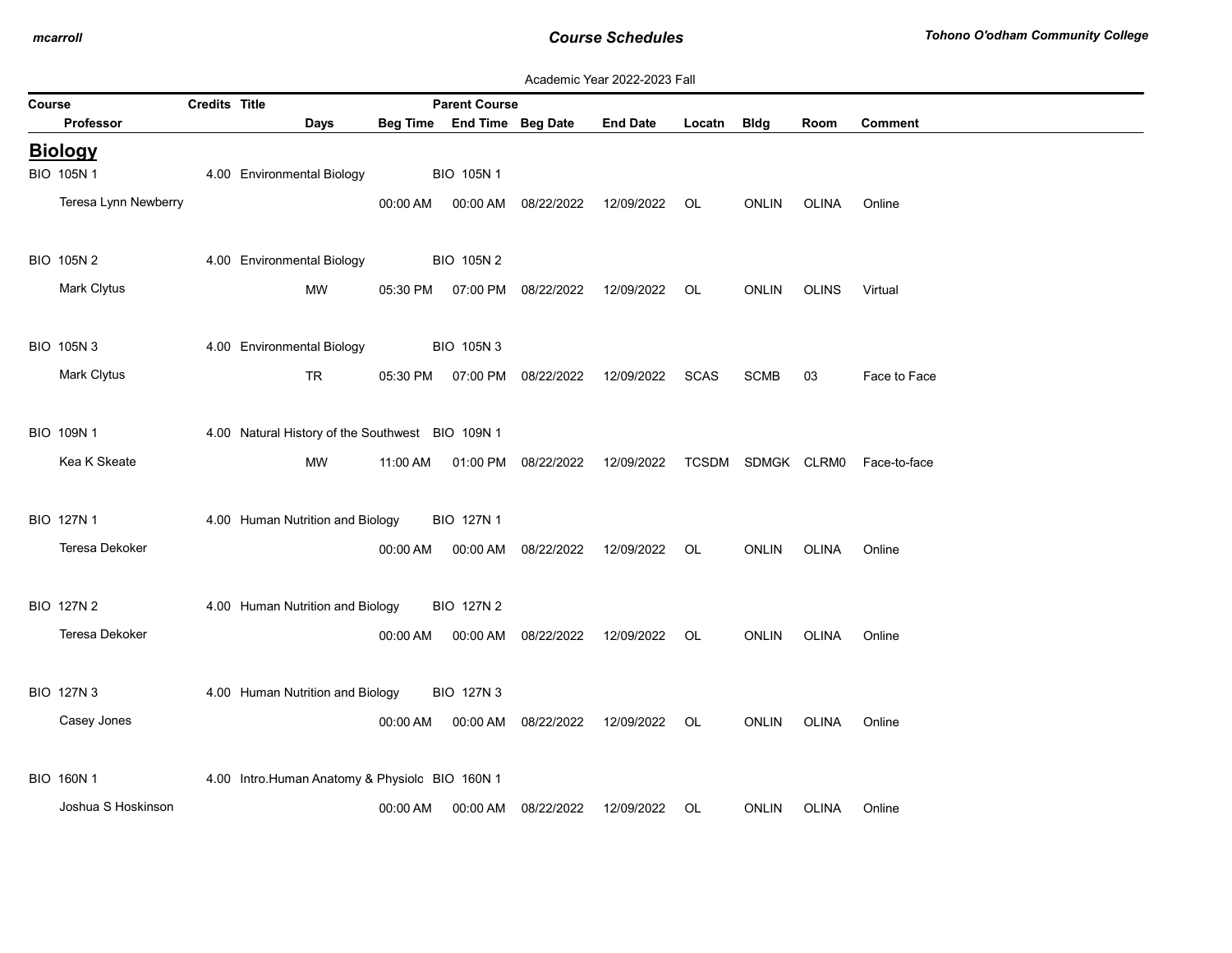Academic Year 2022-2023 Fall

| Course | Credits | Title | Parent Course | | | | | | |
|---|---|---|---|---|---|---|---|---|---|
| Professor | Days | Beg Time | End Time | Beg Date | End Date | Locatn | Bldg | Room | Comment |

## Biology

| Course / Professor | Credits / Days | Title / Beg Time | Parent Course / End Time | Beg Date | End Date | Locatn | Bldg | Room | Comment |
|---|---|---|---|---|---|---|---|---|---|
| BIO 105N 1 | 4.00 | Environmental Biology | BIO 105N 1 | | | | | | |
| Teresa Lynn Newberry | | 00:00 AM | 00:00 AM | 08/22/2022 | 12/09/2022 | OL | ONLIN | OLINA | Online |
| BIO 105N 2 | 4.00 | Environmental Biology | BIO 105N 2 | | | | | | |
| Mark Clytus | MW | 05:30 PM | 07:00 PM | 08/22/2022 | 12/09/2022 | OL | ONLIN | OLINS | Virtual |
| BIO 105N 3 | 4.00 | Environmental Biology | BIO 105N 3 | | | | | | |
| Mark Clytus | TR | 05:30 PM | 07:00 PM | 08/22/2022 | 12/09/2022 | SCAS | SCMB | 03 | Face to Face |
| BIO 109N 1 | 4.00 | Natural History of the Southwest | BIO 109N 1 | | | | | | |
| Kea K Skeate | MW | 11:00 AM | 01:00 PM | 08/22/2022 | 12/09/2022 | TCSDM | SDMGK | CLRM0 | Face-to-face |
| BIO 127N 1 | 4.00 | Human Nutrition and Biology | BIO 127N 1 | | | | | | |
| Teresa Dekoker | | 00:00 AM | 00:00 AM | 08/22/2022 | 12/09/2022 | OL | ONLIN | OLINA | Online |
| BIO 127N 2 | 4.00 | Human Nutrition and Biology | BIO 127N 2 | | | | | | |
| Teresa Dekoker | | 00:00 AM | 00:00 AM | 08/22/2022 | 12/09/2022 | OL | ONLIN | OLINA | Online |
| BIO 127N 3 | 4.00 | Human Nutrition and Biology | BIO 127N 3 | | | | | | |
| Casey Jones | | 00:00 AM | 00:00 AM | 08/22/2022 | 12/09/2022 | OL | ONLIN | OLINA | Online |
| BIO 160N 1 | 4.00 | Intro.Human Anatomy & Physiolo | BIO 160N 1 | | | | | | |
| Joshua S Hoskinson | | 00:00 AM | 00:00 AM | 08/22/2022 | 12/09/2022 | OL | ONLIN | OLINA | Online |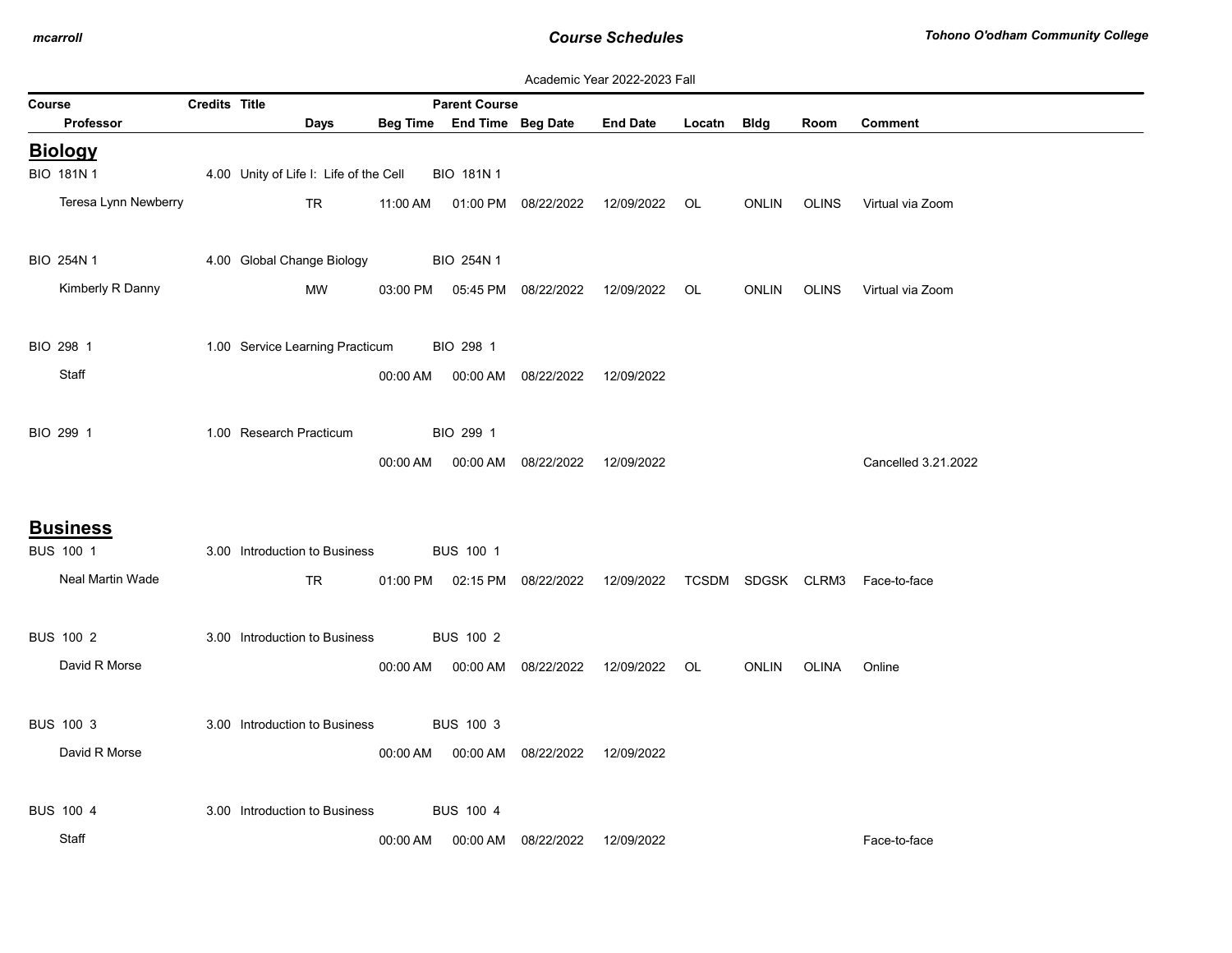Academic Year 2022-2023 Fall

| Course | Credits | Title | | | Parent Course | | | | | | |
|---|---|---|---|---|---|---|---|---|---|---|---|
| Professor | | Days | Beg Time | End Time | Beg Date | End Date | Locatn | Bldg | Room | Comment | |

## Biology

| Course / Professor | Credits | Title / Days | Beg Time | End Time | Beg Date | End Date | Locatn | Bldg | Room | Comment | Parent Course |
|---|---|---|---|---|---|---|---|---|---|---|---|
| BIO 181N 1 | 4.00 | Unity of Life I: Life of the Cell | | | | | | | | | BIO 181N 1 |
| Teresa Lynn Newberry | | TR | 11:00 AM | 01:00 PM | 08/22/2022 | 12/09/2022 | OL | ONLIN | OLINS | Virtual via Zoom | |
| BIO 254N 1 | 4.00 | Global Change Biology | | | | | | | | | BIO 254N 1 |
| Kimberly R Danny | | MW | 03:00 PM | 05:45 PM | 08/22/2022 | 12/09/2022 | OL | ONLIN | OLINS | Virtual via Zoom | |
| BIO 298 1 | 1.00 | Service Learning Practicum | | | | | | | | | BIO 298 1 |
| Staff | | | 00:00 AM | 00:00 AM | 08/22/2022 | 12/09/2022 | | | | | |
| BIO 299 1 | 1.00 | Research Practicum | | | | | | | | | BIO 299 1 |
| | | | 00:00 AM | 00:00 AM | 08/22/2022 | 12/09/2022 | | | | Cancelled 3.21.2022 | |

## Business

| Course / Professor | Credits | Title / Days | Beg Time | End Time | Beg Date | End Date | Locatn | Bldg | Room | Comment | Parent Course |
|---|---|---|---|---|---|---|---|---|---|---|---|
| BUS 100 1 | 3.00 | Introduction to Business | | | | | | | | | BUS 100 1 |
| Neal Martin Wade | | TR | 01:00 PM | 02:15 PM | 08/22/2022 | 12/09/2022 | TCSDM | SDGSK | CLRM3 | Face-to-face | |
| BUS 100 2 | 3.00 | Introduction to Business | | | | | | | | | BUS 100 2 |
| David R Morse | | | 00:00 AM | 00:00 AM | 08/22/2022 | 12/09/2022 | OL | ONLIN | OLINA | Online | |
| BUS 100 3 | 3.00 | Introduction to Business | | | | | | | | | BUS 100 3 |
| David R Morse | | | 00:00 AM | 00:00 AM | 08/22/2022 | 12/09/2022 | | | | | |
| BUS 100 4 | 3.00 | Introduction to Business | | | | | | | | | BUS 100 4 |
| Staff | | | 00:00 AM | 00:00 AM | 08/22/2022 | 12/09/2022 | | | | Face-to-face | |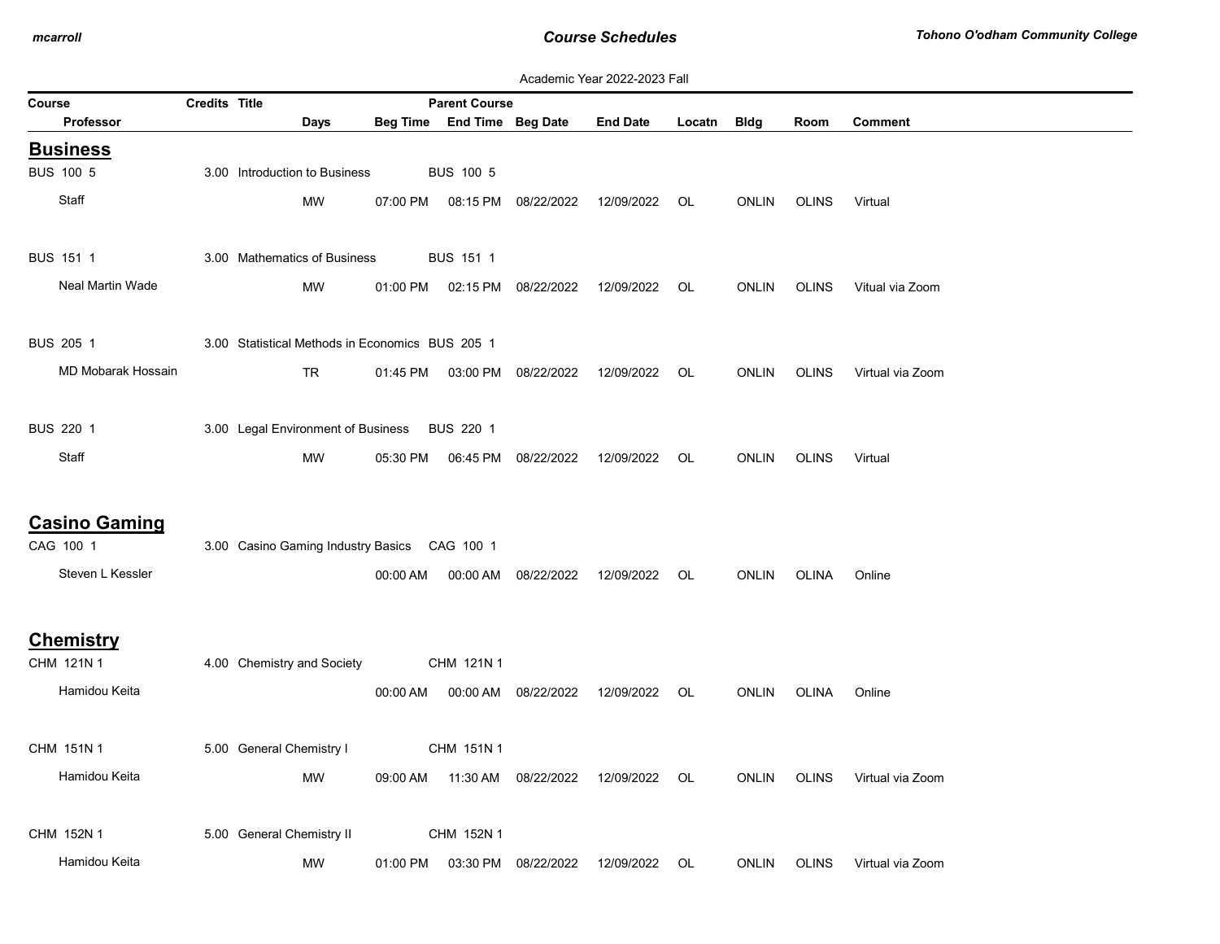Academic Year 2022-2023 Fall

| Course | Credits | Title | Parent Course | | | | | | | |
|---|---|---|---|---|---|---|---|---|---|---|
| Professor | Days | Beg Time | End Time | Beg Date | End Date | Locatn | Bldg | Room | Comment | |

## Business

| Course / Professor | Credits | Title / Days | Beg Time | End Time / Parent Course | Beg Date | End Date | Locatn | Bldg | Room | Comment |
|---|---|---|---|---|---|---|---|---|---|---|
| BUS 100 5 | 3.00 | Introduction to Business | | BUS 100 5 | | | | | | |
| Staff | | MW | 07:00 PM | 08:15 PM | 08/22/2022 | 12/09/2022 | OL | ONLIN | OLINS | Virtual |
| BUS 151 1 | 3.00 | Mathematics of Business | | BUS 151 1 | | | | | | |
| Neal Martin Wade | | MW | 01:00 PM | 02:15 PM | 08/22/2022 | 12/09/2022 | OL | ONLIN | OLINS | Vitual via Zoom |
| BUS 205 1 | 3.00 | Statistical Methods in Economics | | BUS 205 1 | | | | | | |
| MD Mobarak Hossain | | TR | 01:45 PM | 03:00 PM | 08/22/2022 | 12/09/2022 | OL | ONLIN | OLINS | Virtual via Zoom |
| BUS 220 1 | 3.00 | Legal Environment of Business | | BUS 220 1 | | | | | | |
| Staff | | MW | 05:30 PM | 06:45 PM | 08/22/2022 | 12/09/2022 | OL | ONLIN | OLINS | Virtual |

## Casino Gaming

| Course / Professor | Credits | Title / Days | Beg Time | End Time / Parent Course | Beg Date | End Date | Locatn | Bldg | Room | Comment |
|---|---|---|---|---|---|---|---|---|---|---|
| CAG 100 1 | 3.00 | Casino Gaming Industry Basics | | CAG 100 1 | | | | | | |
| Steven L Kessler | | | 00:00 AM | 00:00 AM | 08/22/2022 | 12/09/2022 | OL | ONLIN | OLINA | Online |

## Chemistry

| Course / Professor | Credits | Title / Days | Beg Time | End Time / Parent Course | Beg Date | End Date | Locatn | Bldg | Room | Comment |
|---|---|---|---|---|---|---|---|---|---|---|
| CHM 121N 1 | 4.00 | Chemistry and Society | | CHM 121N 1 | | | | | | |
| Hamidou Keita | | | 00:00 AM | 00:00 AM | 08/22/2022 | 12/09/2022 | OL | ONLIN | OLINA | Online |
| CHM 151N 1 | 5.00 | General Chemistry I | | CHM 151N 1 | | | | | | |
| Hamidou Keita | | MW | 09:00 AM | 11:30 AM | 08/22/2022 | 12/09/2022 | OL | ONLIN | OLINS | Virtual via Zoom |
| CHM 152N 1 | 5.00 | General Chemistry II | | CHM 152N 1 | | | | | | |
| Hamidou Keita | | MW | 01:00 PM | 03:30 PM | 08/22/2022 | 12/09/2022 | OL | ONLIN | OLINS | Virtual via Zoom |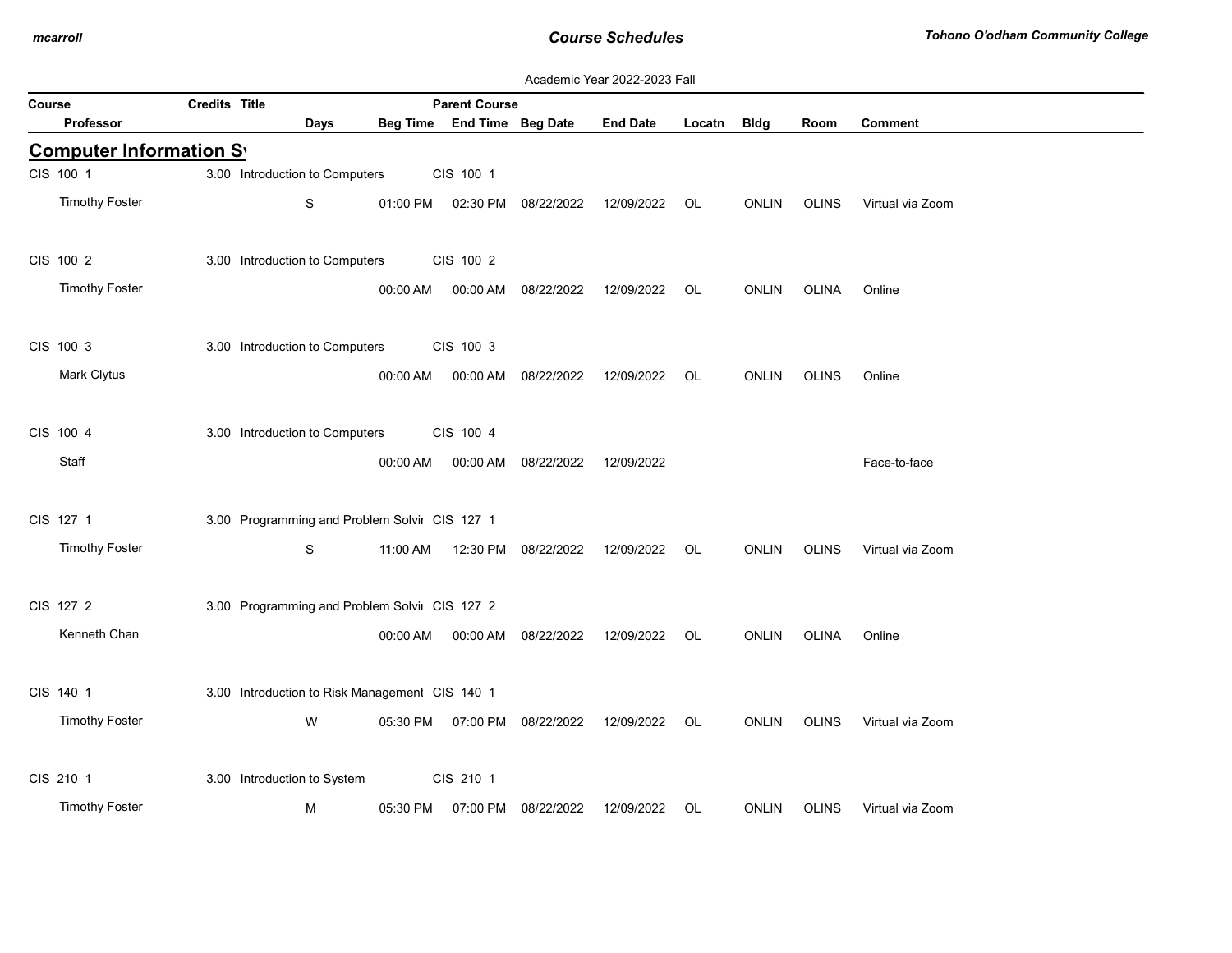Academic Year 2022-2023 Fall

| Course | Credits | Title | Parent Course | | | | | | | |
|---|---|---|---|---|---|---|---|---|---|---|
| Professor | Days | Beg Time | End Time | Beg Date | End Date | Locatn | Bldg | Room | Comment | |

## Computer Information Sy

| Course / Professor | Credits | Title | Days | Beg Time | End Time | Parent Course | Beg Date | End Date | Locatn | Bldg | Room | Comment |
|---|---|---|---|---|---|---|---|---|---|---|---|---|
| CIS 100 1 | 3.00 | Introduction to Computers | | | | CIS 100 1 | | | | | | |
| Timothy Foster | | | S | 01:00 PM | 02:30 PM | | 08/22/2022 | 12/09/2022 | OL | ONLIN | OLINS | Virtual via Zoom |
| CIS 100 2 | 3.00 | Introduction to Computers | | | | CIS 100 2 | | | | | | |
| Timothy Foster | | | | 00:00 AM | 00:00 AM | | 08/22/2022 | 12/09/2022 | OL | ONLIN | OLINA | Online |
| CIS 100 3 | 3.00 | Introduction to Computers | | | | CIS 100 3 | | | | | | |
| Mark Clytus | | | | 00:00 AM | 00:00 AM | | 08/22/2022 | 12/09/2022 | OL | ONLIN | OLINS | Online |
| CIS 100 4 | 3.00 | Introduction to Computers | | | | CIS 100 4 | | | | | | |
| Staff | | | | 00:00 AM | 00:00 AM | | 08/22/2022 | 12/09/2022 | | | | Face-to-face |
| CIS 127 1 | 3.00 | Programming and Problem Solvi | | | | CIS 127 1 | | | | | | |
| Timothy Foster | | | S | 11:00 AM | 12:30 PM | | 08/22/2022 | 12/09/2022 | OL | ONLIN | OLINS | Virtual via Zoom |
| CIS 127 2 | 3.00 | Programming and Problem Solvi | | | | CIS 127 2 | | | | | | |
| Kenneth Chan | | | | 00:00 AM | 00:00 AM | | 08/22/2022 | 12/09/2022 | OL | ONLIN | OLINA | Online |
| CIS 140 1 | 3.00 | Introduction to Risk Management | | | | CIS 140 1 | | | | | | |
| Timothy Foster | | | W | 05:30 PM | 07:00 PM | | 08/22/2022 | 12/09/2022 | OL | ONLIN | OLINS | Virtual via Zoom |
| CIS 210 1 | 3.00 | Introduction to System | | | | CIS 210 1 | | | | | | |
| Timothy Foster | | | M | 05:30 PM | 07:00 PM | | 08/22/2022 | 12/09/2022 | OL | ONLIN | OLINS | Virtual via Zoom |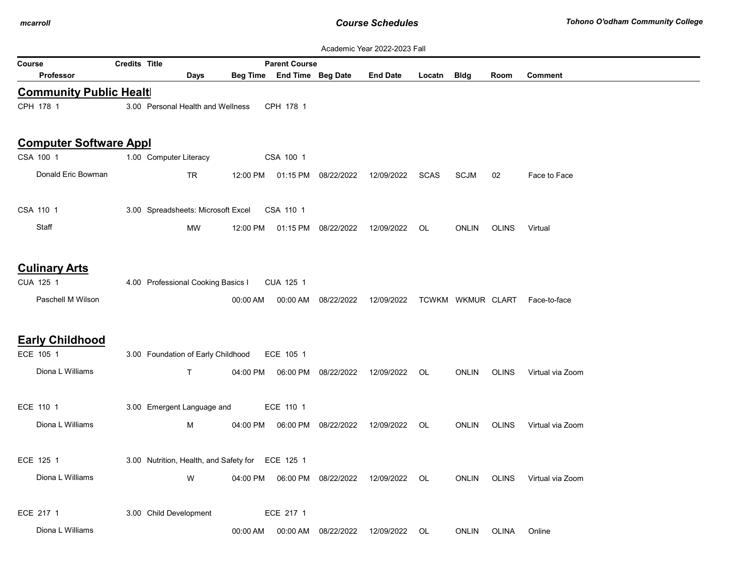Academic Year 2022-2023 Fall

| Course | Credits | Title | Parent Course | | | | | | | |
|---|---|---|---|---|---|---|---|---|---|---|
| Professor | Days | Beg Time | End Time | Beg Date | End Date | Locatn | Bldg | Room | Comment | |

## Community Public Healt

| Course / Professor | Credits | Title / Days | Beg Time | Parent Course / End Time | Beg Date | End Date | Locatn | Bldg | Room | Comment |
|---|---|---|---|---|---|---|---|---|---|---|
| CPH 178 1 | 3.00 | Personal Health and Wellness | | CPH 178 1 | | | | | | |

## Computer Software Appl

| Course / Professor | Credits | Title / Days | Beg Time | Parent Course / End Time | Beg Date | End Date | Locatn | Bldg | Room | Comment |
|---|---|---|---|---|---|---|---|---|---|---|
| CSA 100 1 | 1.00 | Computer Literacy | | CSA 100 1 | | | | | | |
| Donald Eric Bowman | | TR | 12:00 PM | 01:15 PM | 08/22/2022 | 12/09/2022 | SCAS | SCJM | 02 | Face to Face |
| CSA 110 1 | 3.00 | Spreadsheets: Microsoft Excel | | CSA 110 1 | | | | | | |
| Staff | | MW | 12:00 PM | 01:15 PM | 08/22/2022 | 12/09/2022 | OL | ONLIN | OLINS | Virtual |

## Culinary Arts

| Course / Professor | Credits | Title / Days | Beg Time | Parent Course / End Time | Beg Date | End Date | Locatn | Bldg | Room | Comment |
|---|---|---|---|---|---|---|---|---|---|---|
| CUA 125 1 | 4.00 | Professional Cooking Basics I | | CUA 125 1 | | | | | | |
| Paschell M Wilson | | | 00:00 AM | 00:00 AM | 08/22/2022 | 12/09/2022 | TCWKM | WKMUR | CLART | Face-to-face |

## Early Childhood

| Course / Professor | Credits | Title / Days | Beg Time | Parent Course / End Time | Beg Date | End Date | Locatn | Bldg | Room | Comment |
|---|---|---|---|---|---|---|---|---|---|---|
| ECE 105 1 | 3.00 | Foundation of Early Childhood | | ECE 105 1 | | | | | | |
| Diona L Williams | | T | 04:00 PM | 06:00 PM | 08/22/2022 | 12/09/2022 | OL | ONLIN | OLINS | Virtual via Zoom |
| ECE 110 1 | 3.00 | Emergent Language and | | ECE 110 1 | | | | | | |
| Diona L Williams | | M | 04:00 PM | 06:00 PM | 08/22/2022 | 12/09/2022 | OL | ONLIN | OLINS | Virtual via Zoom |
| ECE 125 1 | 3.00 | Nutrition, Health, and Safety for | | ECE 125 1 | | | | | | |
| Diona L Williams | | W | 04:00 PM | 06:00 PM | 08/22/2022 | 12/09/2022 | OL | ONLIN | OLINS | Virtual via Zoom |
| ECE 217 1 | 3.00 | Child Development | | ECE 217 1 | | | | | | |
| Diona L Williams | | | 00:00 AM | 00:00 AM | 08/22/2022 | 12/09/2022 | OL | ONLIN | OLINA | Online |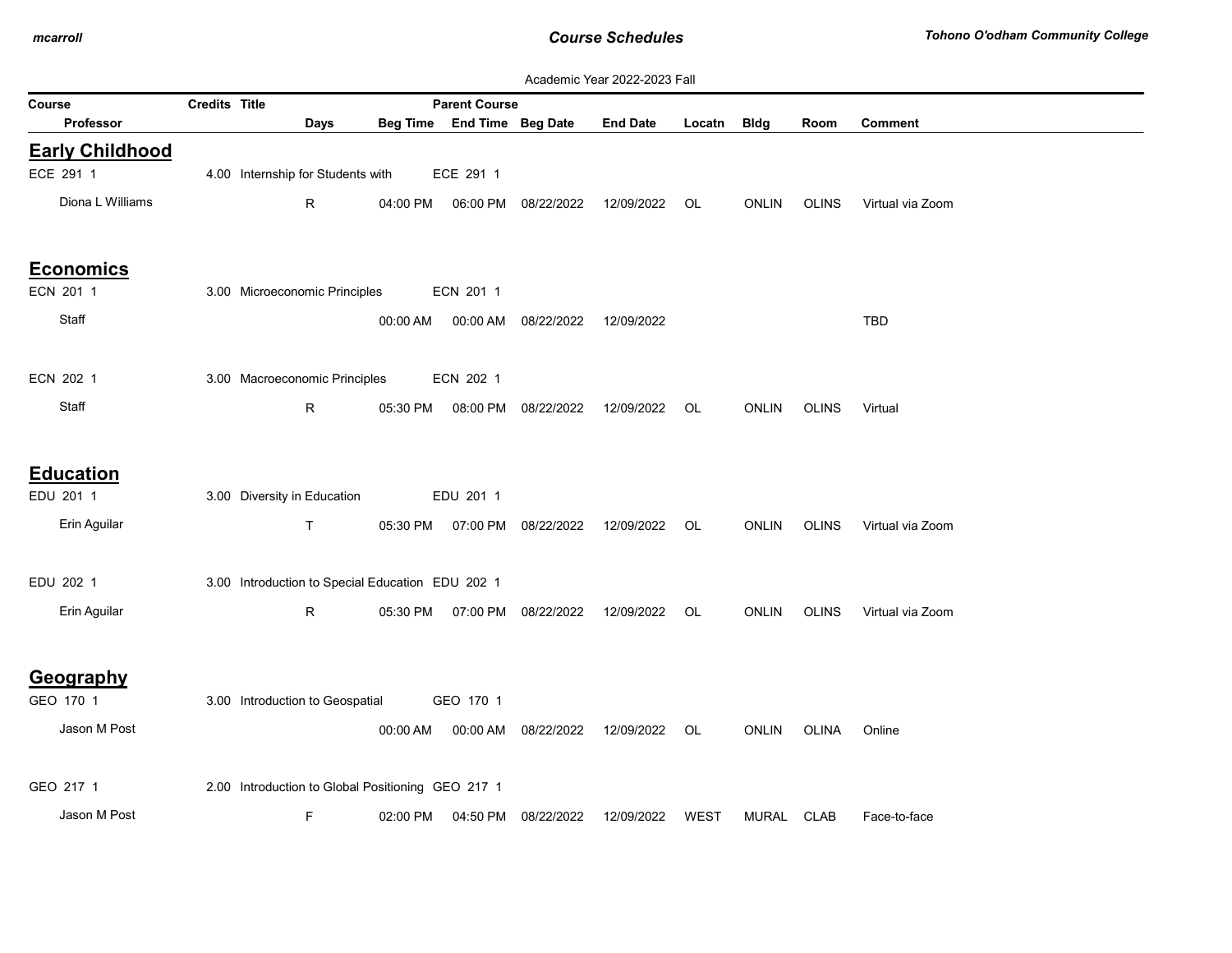Academic Year 2022-2023 Fall

| Course | Credits | Title | Days | Beg Time | Parent Course / End Time | Beg Date | End Date | Locatn | Bldg | Room | Comment |
|---|---|---|---|---|---|---|---|---|---|---|---|
| Professor | | | | | | | | | | | |

## Early Childhood

| Course / Professor | Credits | Title | Days | Beg Time | Parent Course / End Time | Beg Date | End Date | Locatn | Bldg | Room | Comment |
|---|---|---|---|---|---|---|---|---|---|---|---|
| ECE 291 1 | 4.00 | Internship for Students with | | | ECE 291 1 | | | | | | |
| Diona L Williams | | | R | 04:00 PM | 06:00 PM | 08/22/2022 | 12/09/2022 | OL | ONLIN | OLINS | Virtual via Zoom |

## Economics

| Course / Professor | Credits | Title | Days | Beg Time | Parent Course / End Time | Beg Date | End Date | Locatn | Bldg | Room | Comment |
|---|---|---|---|---|---|---|---|---|---|---|---|
| ECN 201 1 | 3.00 | Microeconomic Principles | | | ECN 201 1 | | | | | | |
| Staff | | | | 00:00 AM | 00:00 AM | 08/22/2022 | 12/09/2022 | | | | TBD |
| ECN 202 1 | 3.00 | Macroeconomic Principles | | | ECN 202 1 | | | | | | |
| Staff | | | R | 05:30 PM | 08:00 PM | 08/22/2022 | 12/09/2022 | OL | ONLIN | OLINS | Virtual |

## Education

| Course / Professor | Credits | Title | Days | Beg Time | Parent Course / End Time | Beg Date | End Date | Locatn | Bldg | Room | Comment |
|---|---|---|---|---|---|---|---|---|---|---|---|
| EDU 201 1 | 3.00 | Diversity in Education | | | EDU 201 1 | | | | | | |
| Erin Aguilar | | | T | 05:30 PM | 07:00 PM | 08/22/2022 | 12/09/2022 | OL | ONLIN | OLINS | Virtual via Zoom |
| EDU 202 1 | 3.00 | Introduction to Special Education | | | EDU 202 1 | | | | | | |
| Erin Aguilar | | | R | 05:30 PM | 07:00 PM | 08/22/2022 | 12/09/2022 | OL | ONLIN | OLINS | Virtual via Zoom |

## Geography

| Course / Professor | Credits | Title | Days | Beg Time | Parent Course / End Time | Beg Date | End Date | Locatn | Bldg | Room | Comment |
|---|---|---|---|---|---|---|---|---|---|---|---|
| GEO 170 1 | 3.00 | Introduction to Geospatial | | | GEO 170 1 | | | | | | |
| Jason M Post | | | | 00:00 AM | 00:00 AM | 08/22/2022 | 12/09/2022 | OL | ONLIN | OLINA | Online |
| GEO 217 1 | 2.00 | Introduction to Global Positioning | | | GEO 217 1 | | | | | | |
| Jason M Post | | | F | 02:00 PM | 04:50 PM | 08/22/2022 | 12/09/2022 | WEST | MURAL | CLAB | Face-to-face |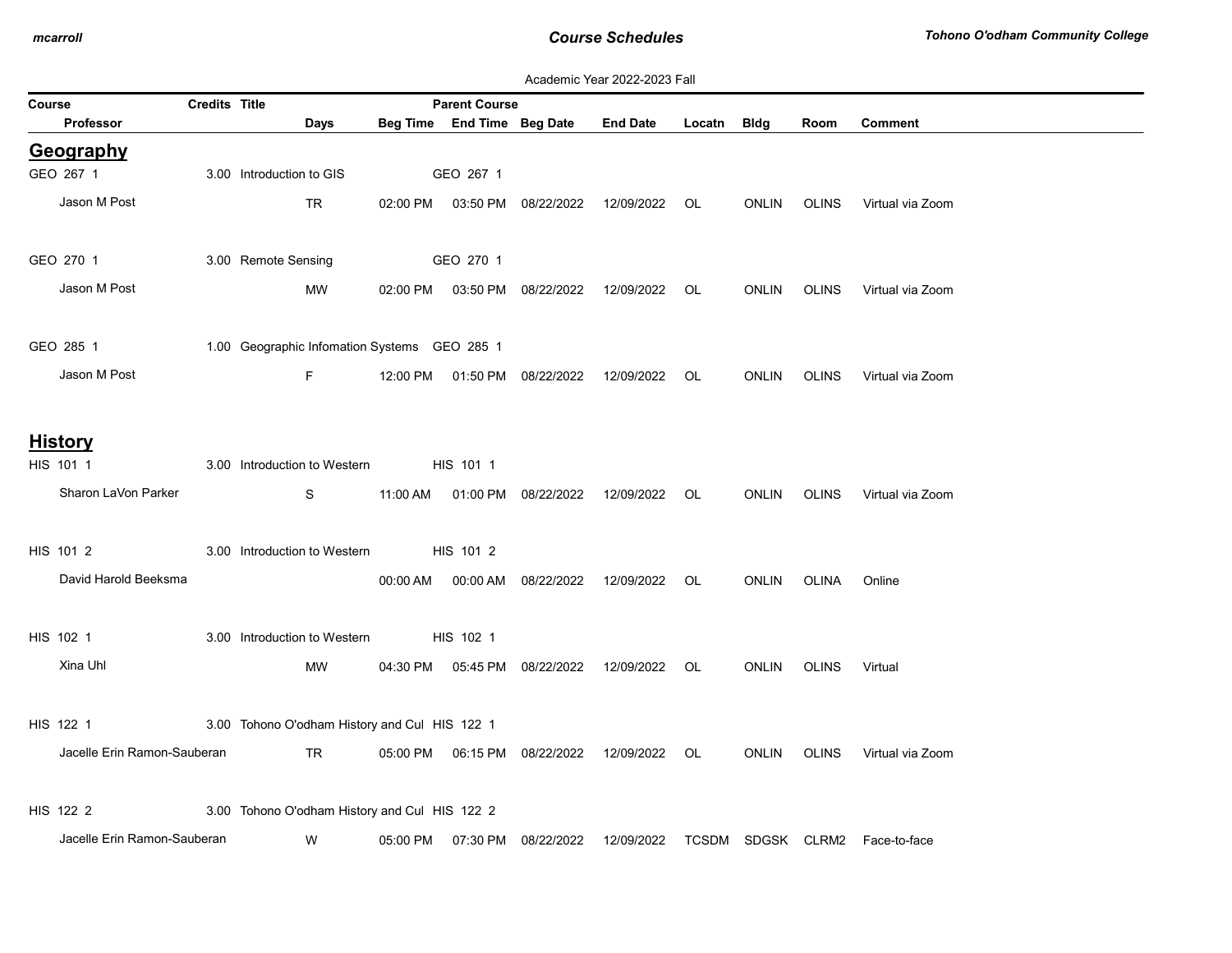Academic Year 2022-2023 Fall

| Course | Credits | Title | | Parent Course | | | | | | | |
|---|---|---|---|---|---|---|---|---|---|---|---|
| Professor | | Days | Beg Time | End Time | Beg Date | End Date | Locatn | Bldg | Room | Comment | |

## Geography

| Course / Professor | Credits | Title / Days | Beg Time | Parent Course / End Time | Beg Date | End Date | Locatn | Bldg | Room | Comment |
|---|---|---|---|---|---|---|---|---|---|---|
| GEO 267 1 | 3.00 | Introduction to GIS | | GEO 267 1 | | | | | | |
| Jason M Post | | TR | 02:00 PM | 03:50 PM | 08/22/2022 | 12/09/2022 | OL | ONLIN | OLINS | Virtual via Zoom |
| GEO 270 1 | 3.00 | Remote Sensing | | GEO 270 1 | | | | | | |
| Jason M Post | | MW | 02:00 PM | 03:50 PM | 08/22/2022 | 12/09/2022 | OL | ONLIN | OLINS | Virtual via Zoom |
| GEO 285 1 | 1.00 | Geographic Infomation Systems | | GEO 285 1 | | | | | | |
| Jason M Post | | F | 12:00 PM | 01:50 PM | 08/22/2022 | 12/09/2022 | OL | ONLIN | OLINS | Virtual via Zoom |

## History

| Course / Professor | Credits | Title / Days | Beg Time | Parent Course / End Time | Beg Date | End Date | Locatn | Bldg | Room | Comment |
|---|---|---|---|---|---|---|---|---|---|---|
| HIS 101 1 | 3.00 | Introduction to Western | | HIS 101 1 | | | | | | |
| Sharon LaVon Parker | | S | 11:00 AM | 01:00 PM | 08/22/2022 | 12/09/2022 | OL | ONLIN | OLINS | Virtual via Zoom |
| HIS 101 2 | 3.00 | Introduction to Western | | HIS 101 2 | | | | | | |
| David Harold Beeksma | | | 00:00 AM | 00:00 AM | 08/22/2022 | 12/09/2022 | OL | ONLIN | OLINA | Online |
| HIS 102 1 | 3.00 | Introduction to Western | | HIS 102 1 | | | | | | |
| Xina Uhl | | MW | 04:30 PM | 05:45 PM | 08/22/2022 | 12/09/2022 | OL | ONLIN | OLINS | Virtual |
| HIS 122 1 | 3.00 | Tohono O'odham History and Cul | | HIS 122 1 | | | | | | |
| Jacelle Erin Ramon-Sauberan | | TR | 05:00 PM | 06:15 PM | 08/22/2022 | 12/09/2022 | OL | ONLIN | OLINS | Virtual via Zoom |
| HIS 122 2 | 3.00 | Tohono O'odham History and Cul | | HIS 122 2 | | | | | | |
| Jacelle Erin Ramon-Sauberan | | W | 05:00 PM | 07:30 PM | 08/22/2022 | 12/09/2022 | TCSDM | SDGSK | CLRM2 | Face-to-face |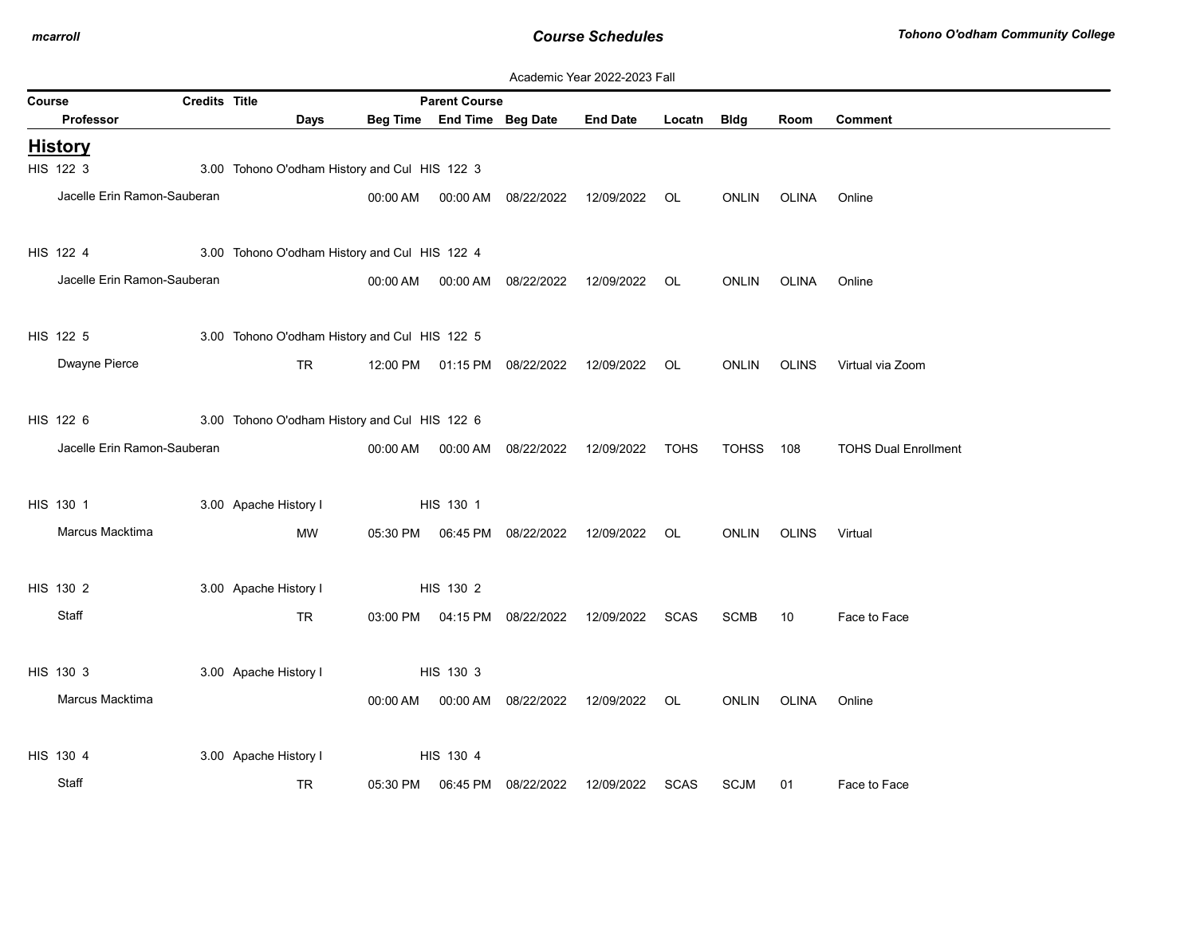Academic Year 2022-2023 Fall

## History

| Course | Credits | Title | Parent Course | | | | | | | |
|---|---|---|---|---|---|---|---|---|---|---|
| Professor | Days | Beg Time | End Time | Beg Date | End Date | Locatn | Bldg | Room | Comment | |
| HIS 122 3 | 3.00 | Tohono O'odham History and Cul | HIS 122 3 | | | | | | | |
| Jacelle Erin Ramon-Sauberan | | 00:00 AM | 00:00 AM | 08/22/2022 | 12/09/2022 | OL | ONLIN | OLINA | Online | |
| HIS 122 4 | 3.00 | Tohono O'odham History and Cul | HIS 122 4 | | | | | | | |
| Jacelle Erin Ramon-Sauberan | | 00:00 AM | 00:00 AM | 08/22/2022 | 12/09/2022 | OL | ONLIN | OLINA | Online | |
| HIS 122 5 | 3.00 | Tohono O'odham History and Cul | HIS 122 5 | | | | | | | |
| Dwayne Pierce | TR | 12:00 PM | 01:15 PM | 08/22/2022 | 12/09/2022 | OL | ONLIN | OLINS | Virtual via Zoom | |
| HIS 122 6 | 3.00 | Tohono O'odham History and Cul | HIS 122 6 | | | | | | | |
| Jacelle Erin Ramon-Sauberan | | 00:00 AM | 00:00 AM | 08/22/2022 | 12/09/2022 | TOHS | TOHSS | 108 | TOHS Dual Enrollment | |
| HIS 130 1 | 3.00 | Apache History I | HIS 130 1 | | | | | | | |
| Marcus Macktima | MW | 05:30 PM | 06:45 PM | 08/22/2022 | 12/09/2022 | OL | ONLIN | OLINS | Virtual | |
| HIS 130 2 | 3.00 | Apache History I | HIS 130 2 | | | | | | | |
| Staff | TR | 03:00 PM | 04:15 PM | 08/22/2022 | 12/09/2022 | SCAS | SCMB | 10 | Face to Face | |
| HIS 130 3 | 3.00 | Apache History I | HIS 130 3 | | | | | | | |
| Marcus Macktima | | 00:00 AM | 00:00 AM | 08/22/2022 | 12/09/2022 | OL | ONLIN | OLINA | Online | |
| HIS 130 4 | 3.00 | Apache History I | HIS 130 4 | | | | | | | |
| Staff | TR | 05:30 PM | 06:45 PM | 08/22/2022 | 12/09/2022 | SCAS | SCJM | 01 | Face to Face | |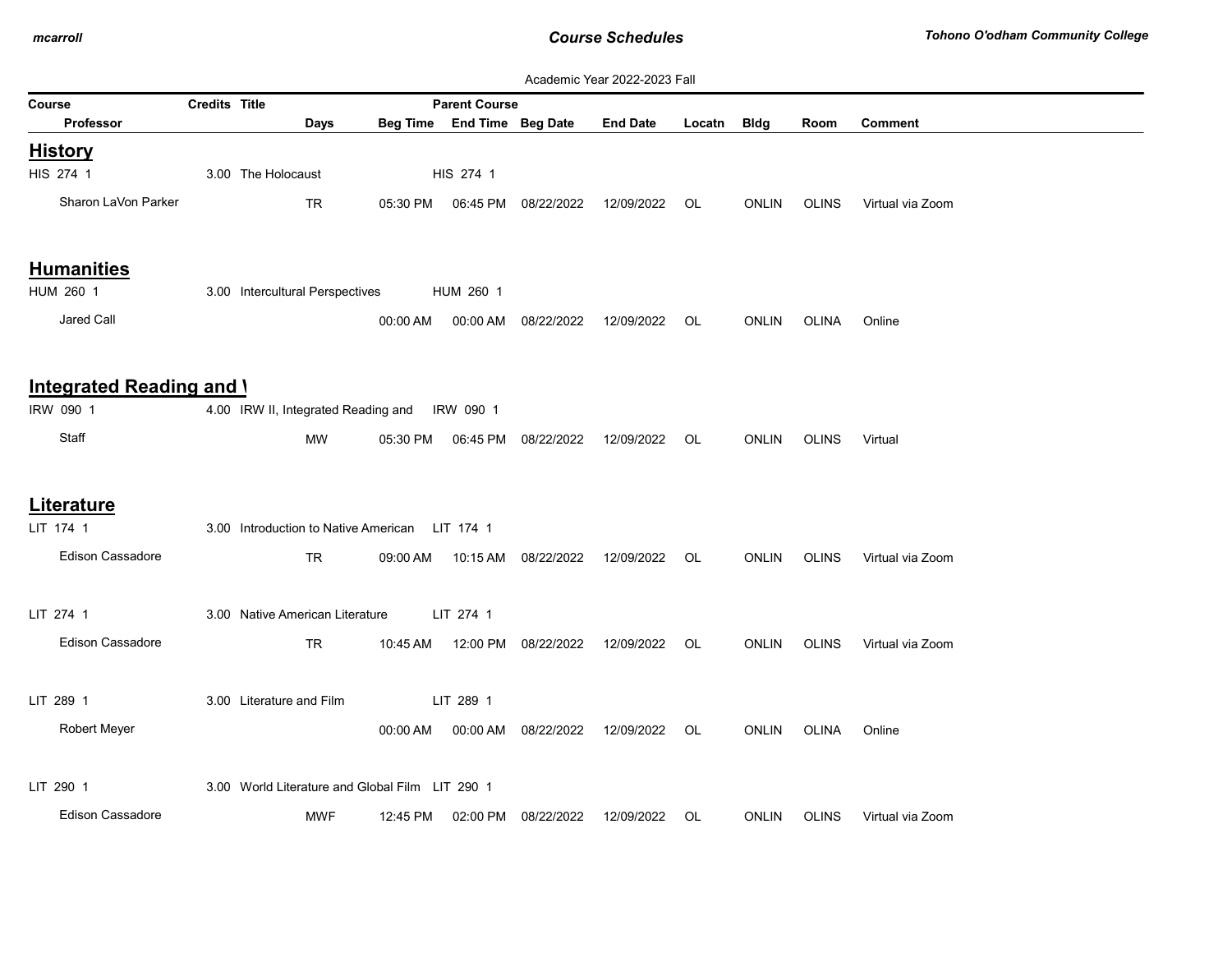Academic Year 2022-2023 Fall

| Course | Credits | Title | Parent Course | | | | | | | |
|---|---|---|---|---|---|---|---|---|---|---|
| Professor | Days | Beg Time | End Time | Beg Date | End Date | Locatn | Bldg | Room | Comment | |

## History

| Course | Credits | Title | Parent Course | | | | | | |
|---|---|---|---|---|---|---|---|---|---|
| HIS 274 1 | 3.00 | The Holocaust | HIS 274 1 | | | | | | |
| **Professor** | **Days** | **Beg Time** | **End Time** | **Beg Date** | **End Date** | **Locatn** | **Bldg** | **Room** | **Comment** |
| Sharon LaVon Parker | TR | 05:30 PM | 06:45 PM | 08/22/2022 | 12/09/2022 | OL | ONLIN | OLINS | Virtual via Zoom |

## Humanities

| Course | Credits | Title | Parent Course | | | | | | |
|---|---|---|---|---|---|---|---|---|---|
| HUM 260 1 | 3.00 | Intercultural Perspectives | HUM 260 1 | | | | | | |
| **Professor** | **Days** | **Beg Time** | **End Time** | **Beg Date** | **End Date** | **Locatn** | **Bldg** | **Room** | **Comment** |
| Jared Call | | 00:00 AM | 00:00 AM | 08/22/2022 | 12/09/2022 | OL | ONLIN | OLINA | Online |

## Integrated Reading and \

| Course | Credits | Title | Parent Course | | | | | | |
|---|---|---|---|---|---|---|---|---|---|
| IRW 090 1 | 4.00 | IRW II, Integrated Reading and | IRW 090 1 | | | | | | |
| **Professor** | **Days** | **Beg Time** | **End Time** | **Beg Date** | **End Date** | **Locatn** | **Bldg** | **Room** | **Comment** |
| Staff | MW | 05:30 PM | 06:45 PM | 08/22/2022 | 12/09/2022 | OL | ONLIN | OLINS | Virtual |

## Literature

| Course | Credits | Title | Parent Course | | | | | | |
|---|---|---|---|---|---|---|---|---|---|
| LIT 174 1 | 3.00 | Introduction to Native American | LIT 174 1 | | | | | | |
| **Professor** | **Days** | **Beg Time** | **End Time** | **Beg Date** | **End Date** | **Locatn** | **Bldg** | **Room** | **Comment** |
| Edison Cassadore | TR | 09:00 AM | 10:15 AM | 08/22/2022 | 12/09/2022 | OL | ONLIN | OLINS | Virtual via Zoom |
| LIT 274 1 | 3.00 | Native American Literature | LIT 274 1 | | | | | | |
| Edison Cassadore | TR | 10:45 AM | 12:00 PM | 08/22/2022 | 12/09/2022 | OL | ONLIN | OLINS | Virtual via Zoom |
| LIT 289 1 | 3.00 | Literature and Film | LIT 289 1 | | | | | | |
| Robert Meyer | | 00:00 AM | 00:00 AM | 08/22/2022 | 12/09/2022 | OL | ONLIN | OLINA | Online |
| LIT 290 1 | 3.00 | World Literature and Global Film | LIT 290 1 | | | | | | |
| Edison Cassadore | MWF | 12:45 PM | 02:00 PM | 08/22/2022 | 12/09/2022 | OL | ONLIN | OLINS | Virtual via Zoom |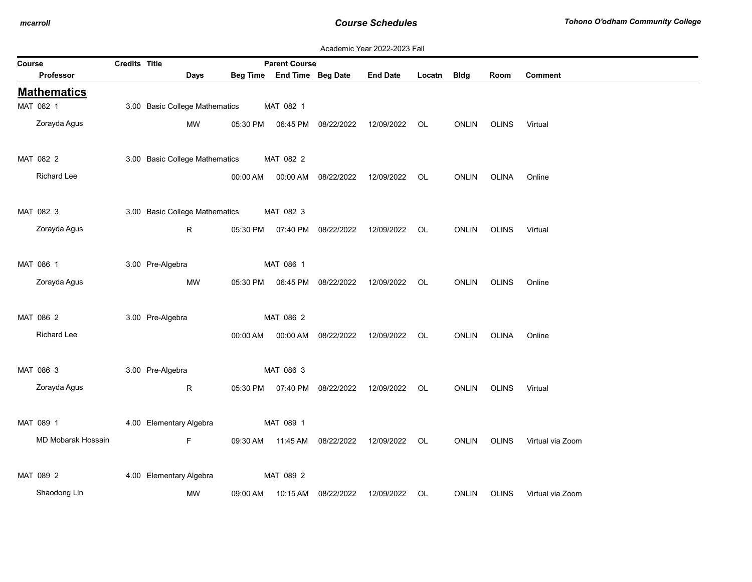Academic Year 2022-2023 Fall

## Mathematics

| Course / Professor | Credits | Title | Days | Beg Time | End Time | Parent Course / Beg Date | End Date | Locatn | Bldg | Room | Comment |
|---|---|---|---|---|---|---|---|---|---|---|---|
| MAT 082 1 | 3.00 | Basic College Mathematics | | | | MAT 082 1 | | | | | |
| Zorayda Agus | | | MW | 05:30 PM | 06:45 PM | 08/22/2022 | 12/09/2022 | OL | ONLIN | OLINS | Virtual |
| MAT 082 2 | 3.00 | Basic College Mathematics | | | | MAT 082 2 | | | | | |
| Richard Lee | | | | 00:00 AM | 00:00 AM | 08/22/2022 | 12/09/2022 | OL | ONLIN | OLINA | Online |
| MAT 082 3 | 3.00 | Basic College Mathematics | | | | MAT 082 3 | | | | | |
| Zorayda Agus | | | R | 05:30 PM | 07:40 PM | 08/22/2022 | 12/09/2022 | OL | ONLIN | OLINS | Virtual |
| MAT 086 1 | 3.00 | Pre-Algebra | | | | MAT 086 1 | | | | | |
| Zorayda Agus | | | MW | 05:30 PM | 06:45 PM | 08/22/2022 | 12/09/2022 | OL | ONLIN | OLINS | Online |
| MAT 086 2 | 3.00 | Pre-Algebra | | | | MAT 086 2 | | | | | |
| Richard Lee | | | | 00:00 AM | 00:00 AM | 08/22/2022 | 12/09/2022 | OL | ONLIN | OLINA | Online |
| MAT 086 3 | 3.00 | Pre-Algebra | | | | MAT 086 3 | | | | | |
| Zorayda Agus | | | R | 05:30 PM | 07:40 PM | 08/22/2022 | 12/09/2022 | OL | ONLIN | OLINS | Virtual |
| MAT 089 1 | 4.00 | Elementary Algebra | | | | MAT 089 1 | | | | | |
| MD Mobarak Hossain | | | F | 09:30 AM | 11:45 AM | 08/22/2022 | 12/09/2022 | OL | ONLIN | OLINS | Virtual via Zoom |
| MAT 089 2 | 4.00 | Elementary Algebra | | | | MAT 089 2 | | | | | |
| Shaodong Lin | | | MW | 09:00 AM | 10:15 AM | 08/22/2022 | 12/09/2022 | OL | ONLIN | OLINS | Virtual via Zoom |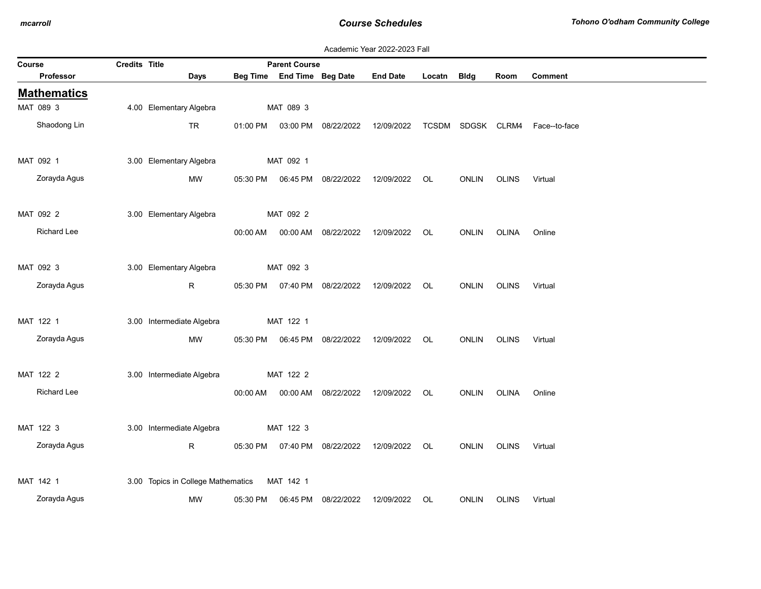Academic Year 2022-2023 Fall

| Course | Credits | Title | Days | Beg Time | Parent Course | Beg Date | End Date | Locatn | Bldg | Room | Comment |
|---|---|---|---|---|---|---|---|---|---|---|---|
| Professor | | | | | End Time | | | | | | |

## Mathematics

| Course / Professor | Credits | Title | Days | Beg Time | Parent Course / End Time | Beg Date | End Date | Locatn | Bldg | Room | Comment |
|---|---|---|---|---|---|---|---|---|---|---|---|
| MAT 089 3 | 4.00 | Elementary Algebra | | | MAT 089 3 | | | | | | |
| Shaodong Lin | | | TR | 01:00 PM | 03:00 PM | 08/22/2022 | 12/09/2022 | TCSDM | SDGSK | CLRM4 | Face--to-face |
| MAT 092 1 | 3.00 | Elementary Algebra | | | MAT 092 1 | | | | | | |
| Zorayda Agus | | | MW | 05:30 PM | 06:45 PM | 08/22/2022 | 12/09/2022 | OL | ONLIN | OLINS | Virtual |
| MAT 092 2 | 3.00 | Elementary Algebra | | | MAT 092 2 | | | | | | |
| Richard Lee | | | | 00:00 AM | 00:00 AM | 08/22/2022 | 12/09/2022 | OL | ONLIN | OLINA | Online |
| MAT 092 3 | 3.00 | Elementary Algebra | | | MAT 092 3 | | | | | | |
| Zorayda Agus | | | R | 05:30 PM | 07:40 PM | 08/22/2022 | 12/09/2022 | OL | ONLIN | OLINS | Virtual |
| MAT 122 1 | 3.00 | Intermediate Algebra | | | MAT 122 1 | | | | | | |
| Zorayda Agus | | | MW | 05:30 PM | 06:45 PM | 08/22/2022 | 12/09/2022 | OL | ONLIN | OLINS | Virtual |
| MAT 122 2 | 3.00 | Intermediate Algebra | | | MAT 122 2 | | | | | | |
| Richard Lee | | | | 00:00 AM | 00:00 AM | 08/22/2022 | 12/09/2022 | OL | ONLIN | OLINA | Online |
| MAT 122 3 | 3.00 | Intermediate Algebra | | | MAT 122 3 | | | | | | |
| Zorayda Agus | | | R | 05:30 PM | 07:40 PM | 08/22/2022 | 12/09/2022 | OL | ONLIN | OLINS | Virtual |
| MAT 142 1 | 3.00 | Topics in College Mathematics | | | MAT 142 1 | | | | | | |
| Zorayda Agus | | | MW | 05:30 PM | 06:45 PM | 08/22/2022 | 12/09/2022 | OL | ONLIN | OLINS | Virtual |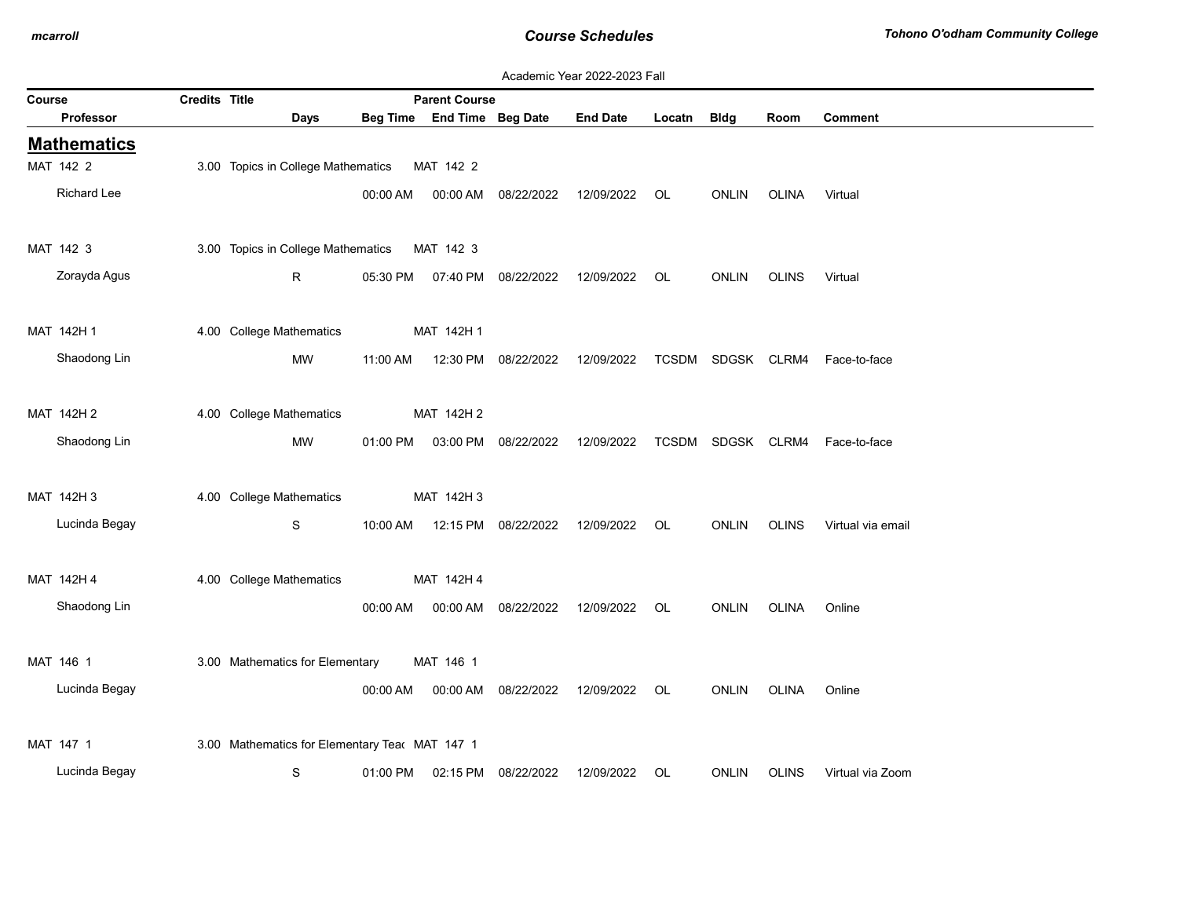Academic Year 2022-2023 Fall

## Mathematics

| Course | Credits | Title | Parent Course | | | | | | | |
|---|---|---|---|---|---|---|---|---|---|---|
| Professor | Days | Beg Time | End Time | Beg Date | End Date | Locatn | Bldg | Room | Comment | |
| MAT 142 2 | 3.00 | Topics in College Mathematics | MAT 142 2 | | | | | | | |
| Richard Lee | | 00:00 AM | 00:00 AM | 08/22/2022 | 12/09/2022 | OL | ONLIN | OLINA | Virtual | |
| MAT 142 3 | 3.00 | Topics in College Mathematics | MAT 142 3 | | | | | | | |
| Zorayda Agus | R | 05:30 PM | 07:40 PM | 08/22/2022 | 12/09/2022 | OL | ONLIN | OLINS | Virtual | |
| MAT 142H 1 | 4.00 | College Mathematics | MAT 142H 1 | | | | | | | |
| Shaodong Lin | MW | 11:00 AM | 12:30 PM | 08/22/2022 | 12/09/2022 | TCSDM | SDGSK | CLRM4 | Face-to-face | |
| MAT 142H 2 | 4.00 | College Mathematics | MAT 142H 2 | | | | | | | |
| Shaodong Lin | MW | 01:00 PM | 03:00 PM | 08/22/2022 | 12/09/2022 | TCSDM | SDGSK | CLRM4 | Face-to-face | |
| MAT 142H 3 | 4.00 | College Mathematics | MAT 142H 3 | | | | | | | |
| Lucinda Begay | S | 10:00 AM | 12:15 PM | 08/22/2022 | 12/09/2022 | OL | ONLIN | OLINS | Virtual via email | |
| MAT 142H 4 | 4.00 | College Mathematics | MAT 142H 4 | | | | | | | |
| Shaodong Lin | | 00:00 AM | 00:00 AM | 08/22/2022 | 12/09/2022 | OL | ONLIN | OLINA | Online | |
| MAT 146 1 | 3.00 | Mathematics for Elementary | MAT 146 1 | | | | | | | |
| Lucinda Begay | | 00:00 AM | 00:00 AM | 08/22/2022 | 12/09/2022 | OL | ONLIN | OLINA | Online | |
| MAT 147 1 | 3.00 | Mathematics for Elementary Teac | MAT 147 1 | | | | | | | |
| Lucinda Begay | S | 01:00 PM | 02:15 PM | 08/22/2022 | 12/09/2022 | OL | ONLIN | OLINS | Virtual via Zoom | |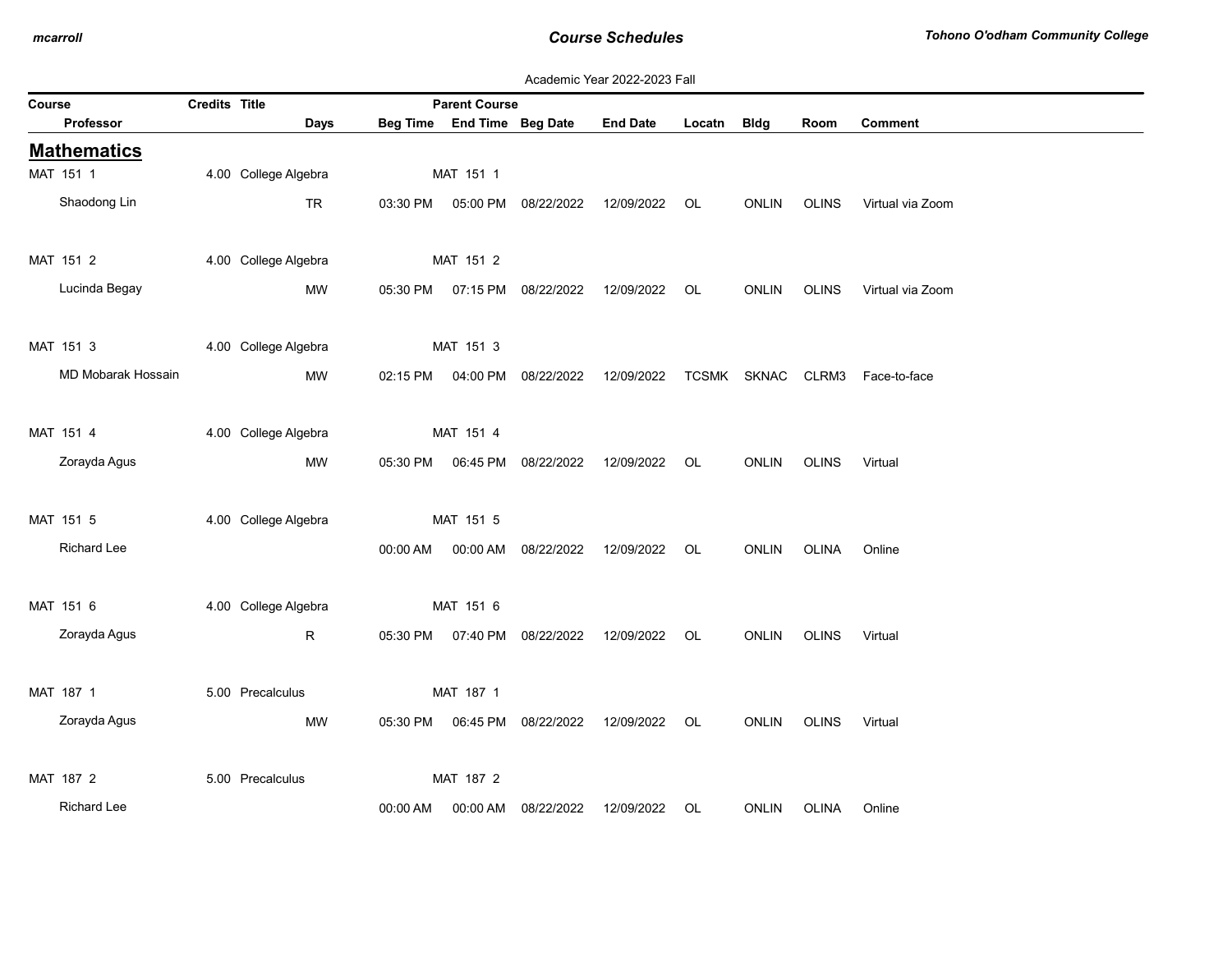Academic Year 2022-2023 Fall

| Course | Credits | Title | | | Parent Course | | | | | |
|---|---|---|---|---|---|---|---|---|---|---|
| Professor | | Days | Beg Time | End Time | Beg Date | End Date | Locatn | Bldg | Room | Comment |

## Mathematics

| Course / Professor | Credits | Title / Days | Beg Time | End Time | Beg Date | End Date | Locatn | Bldg | Room | Comment |
|---|---|---|---|---|---|---|---|---|---|---|
| MAT 151 1 | 4.00 | College Algebra | | MAT 151 1 | | | | | | |
| Shaodong Lin | | TR | 03:30 PM | 05:00 PM | 08/22/2022 | 12/09/2022 | OL | ONLIN | OLINS | Virtual via Zoom |
| MAT 151 2 | 4.00 | College Algebra | | MAT 151 2 | | | | | | |
| Lucinda Begay | | MW | 05:30 PM | 07:15 PM | 08/22/2022 | 12/09/2022 | OL | ONLIN | OLINS | Virtual via Zoom |
| MAT 151 3 | 4.00 | College Algebra | | MAT 151 3 | | | | | | |
| MD Mobarak Hossain | | MW | 02:15 PM | 04:00 PM | 08/22/2022 | 12/09/2022 | TCSMK | SKNAC | CLRM3 | Face-to-face |
| MAT 151 4 | 4.00 | College Algebra | | MAT 151 4 | | | | | | |
| Zorayda Agus | | MW | 05:30 PM | 06:45 PM | 08/22/2022 | 12/09/2022 | OL | ONLIN | OLINS | Virtual |
| MAT 151 5 | 4.00 | College Algebra | | MAT 151 5 | | | | | | |
| Richard Lee | | | 00:00 AM | 00:00 AM | 08/22/2022 | 12/09/2022 | OL | ONLIN | OLINA | Online |
| MAT 151 6 | 4.00 | College Algebra | | MAT 151 6 | | | | | | |
| Zorayda Agus | | R | 05:30 PM | 07:40 PM | 08/22/2022 | 12/09/2022 | OL | ONLIN | OLINS | Virtual |
| MAT 187 1 | 5.00 | Precalculus | | MAT 187 1 | | | | | | |
| Zorayda Agus | | MW | 05:30 PM | 06:45 PM | 08/22/2022 | 12/09/2022 | OL | ONLIN | OLINS | Virtual |
| MAT 187 2 | 5.00 | Precalculus | | MAT 187 2 | | | | | | |
| Richard Lee | | | 00:00 AM | 00:00 AM | 08/22/2022 | 12/09/2022 | OL | ONLIN | OLINA | Online |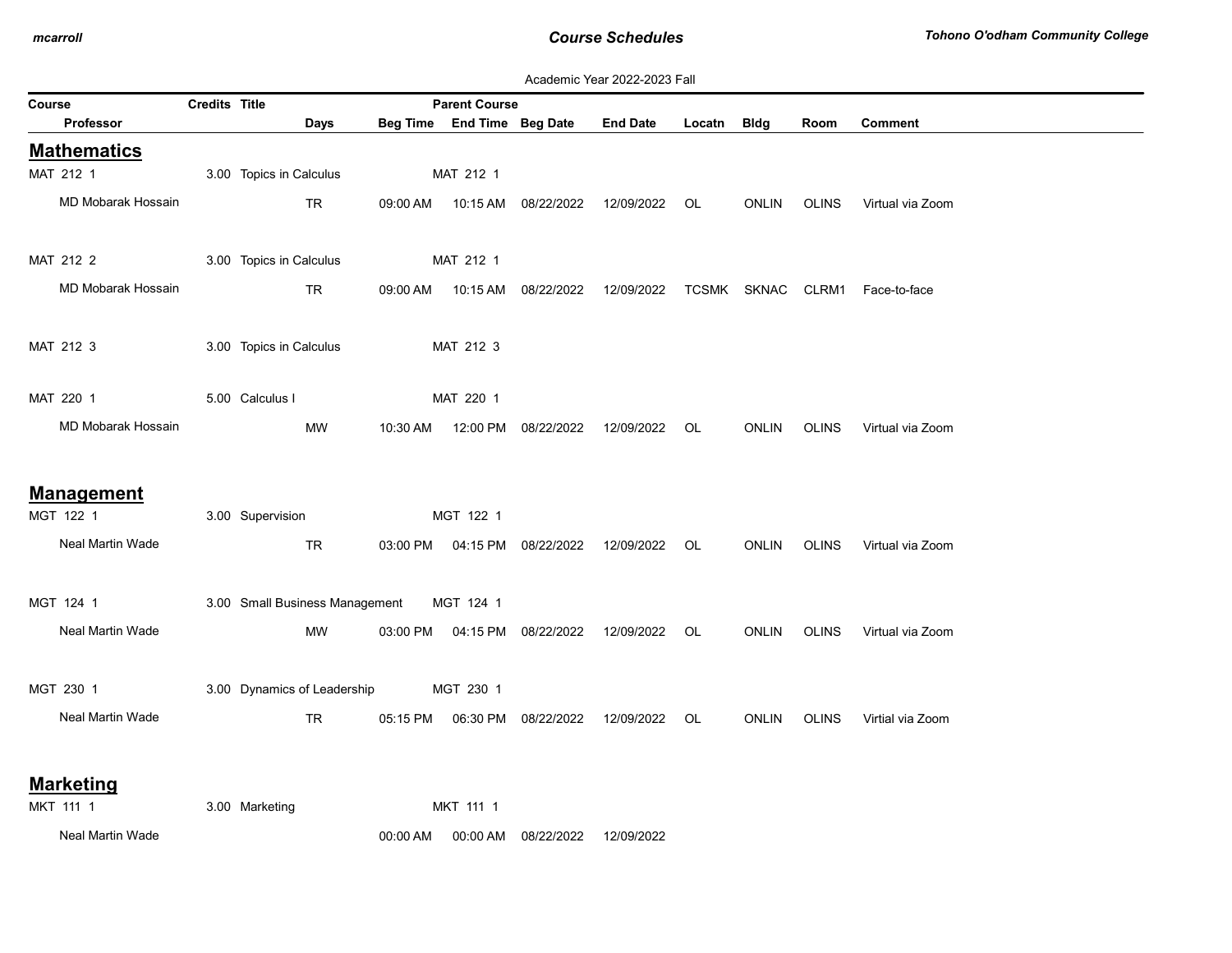Academic Year 2022-2023 Fall

| Course | Credits | Title | Parent Course | | | | | | |
|---|---|---|---|---|---|---|---|---|---|
| Professor | Days | Beg Time | End Time | Beg Date | End Date | Locatn | Bldg | Room | Comment |

## Mathematics

| Course / Professor | Credits | Title / Days | Beg Time | Parent Course / End Time | Beg Date | End Date | Locatn | Bldg | Room | Comment |
|---|---|---|---|---|---|---|---|---|---|---|
| MAT 212 1 | 3.00 | Topics in Calculus | | MAT 212 1 | | | | | | |
| MD Mobarak Hossain | | TR | 09:00 AM | 10:15 AM | 08/22/2022 | 12/09/2022 | OL | ONLIN | OLINS | Virtual via Zoom |
| MAT 212 2 | 3.00 | Topics in Calculus | | MAT 212 1 | | | | | | |
| MD Mobarak Hossain | | TR | 09:00 AM | 10:15 AM | 08/22/2022 | 12/09/2022 | TCSMK | SKNAC | CLRM1 | Face-to-face |
| MAT 212 3 | 3.00 | Topics in Calculus | | MAT 212 3 | | | | | | |
| MAT 220 1 | 5.00 | Calculus I | | MAT 220 1 | | | | | | |
| MD Mobarak Hossain | | MW | 10:30 AM | 12:00 PM | 08/22/2022 | 12/09/2022 | OL | ONLIN | OLINS | Virtual via Zoom |

## Management

| Course / Professor | Credits | Title / Days | Beg Time | Parent Course / End Time | Beg Date | End Date | Locatn | Bldg | Room | Comment |
|---|---|---|---|---|---|---|---|---|---|---|
| MGT 122 1 | 3.00 | Supervision | | MGT 122 1 | | | | | | |
| Neal Martin Wade | | TR | 03:00 PM | 04:15 PM | 08/22/2022 | 12/09/2022 | OL | ONLIN | OLINS | Virtual via Zoom |
| MGT 124 1 | 3.00 | Small Business Management | | MGT 124 1 | | | | | | |
| Neal Martin Wade | | MW | 03:00 PM | 04:15 PM | 08/22/2022 | 12/09/2022 | OL | ONLIN | OLINS | Virtual via Zoom |
| MGT 230 1 | 3.00 | Dynamics of Leadership | | MGT 230 1 | | | | | | |
| Neal Martin Wade | | TR | 05:15 PM | 06:30 PM | 08/22/2022 | 12/09/2022 | OL | ONLIN | OLINS | Virtial via Zoom |

## Marketing

| Course / Professor | Credits | Title / Days | Beg Time | Parent Course / End Time | Beg Date | End Date | Locatn | Bldg | Room | Comment |
|---|---|---|---|---|---|---|---|---|---|---|
| MKT 111 1 | 3.00 | Marketing | | MKT 111 1 | | | | | | |
| Neal Martin Wade | | | 00:00 AM | 00:00 AM | 08/22/2022 | 12/09/2022 | | | | |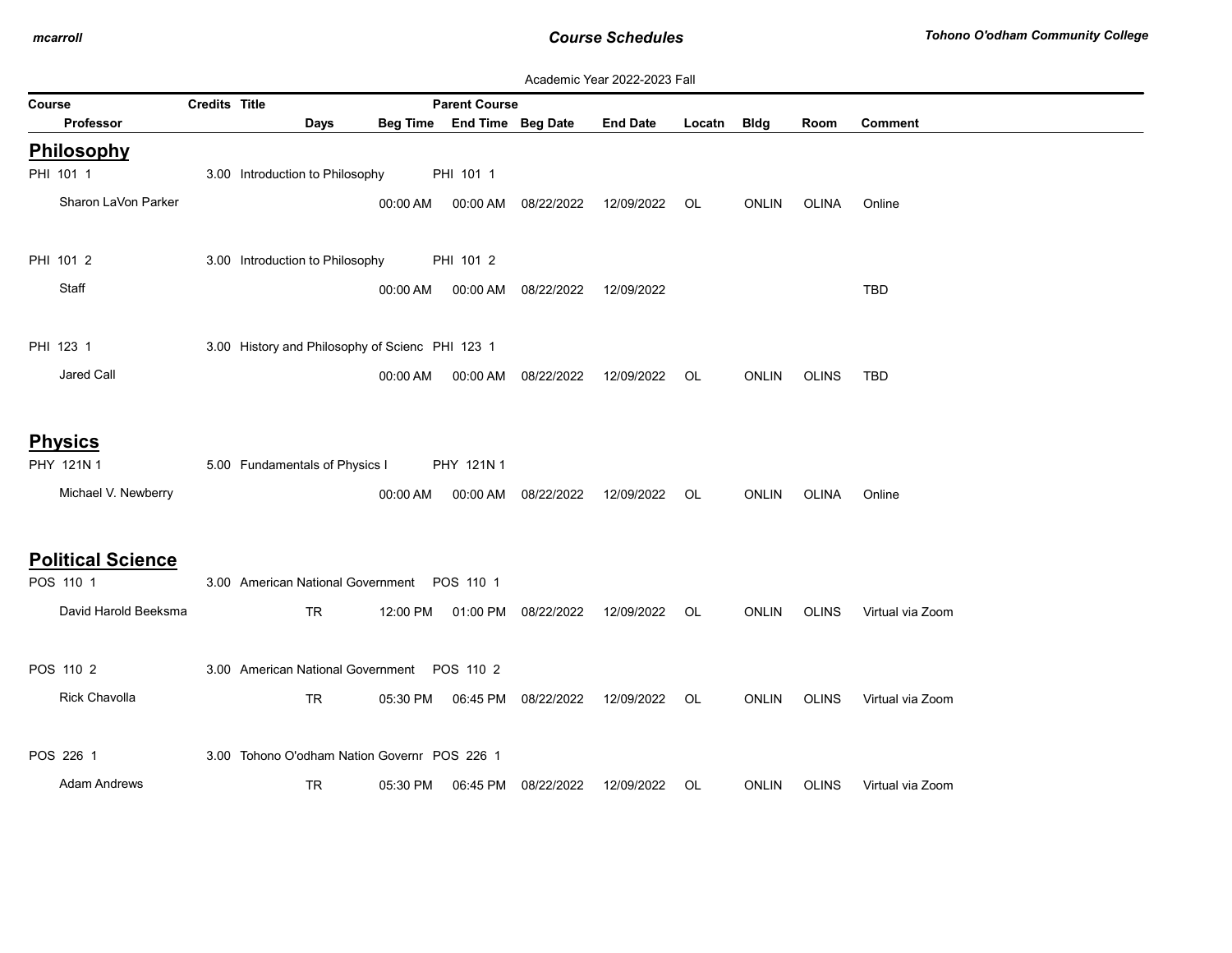Academic Year 2022-2023 Fall

| Course | Credits | Title | Days | Beg Time | Parent Course / End Time | Beg Date | End Date | Locatn | Bldg | Room | Comment |
|---|---|---|---|---|---|---|---|---|---|---|---|
| **Professor** | | | | | | | | | | | |

## Philosophy

| Course / Professor | Credits | Title | Days | Beg Time | Parent Course / End Time | Beg Date | End Date | Locatn | Bldg | Room | Comment |
|---|---|---|---|---|---|---|---|---|---|---|---|
| PHI 101 1 | 3.00 | Introduction to Philosophy | | | PHI 101 1 | | | | | | |
| Sharon LaVon Parker | | | | 00:00 AM | 00:00 AM | 08/22/2022 | 12/09/2022 | OL | ONLIN | OLINA | Online |
| PHI 101 2 | 3.00 | Introduction to Philosophy | | | PHI 101 2 | | | | | | |
| Staff | | | | 00:00 AM | 00:00 AM | 08/22/2022 | 12/09/2022 | | | | TBD |
| PHI 123 1 | 3.00 | History and Philosophy of Scienc | | | PHI 123 1 | | | | | | |
| Jared Call | | | | 00:00 AM | 00:00 AM | 08/22/2022 | 12/09/2022 | OL | ONLIN | OLINS | TBD |

## Physics

| Course / Professor | Credits | Title | Days | Beg Time | Parent Course / End Time | Beg Date | End Date | Locatn | Bldg | Room | Comment |
|---|---|---|---|---|---|---|---|---|---|---|---|
| PHY 121N 1 | 5.00 | Fundamentals of Physics I | | | PHY 121N 1 | | | | | | |
| Michael V. Newberry | | | | 00:00 AM | 00:00 AM | 08/22/2022 | 12/09/2022 | OL | ONLIN | OLINA | Online |

## Political Science

| Course / Professor | Credits | Title | Days | Beg Time | Parent Course / End Time | Beg Date | End Date | Locatn | Bldg | Room | Comment |
|---|---|---|---|---|---|---|---|---|---|---|---|
| POS 110 1 | 3.00 | American National Government | | | POS 110 1 | | | | | | |
| David Harold Beeksma | | | TR | 12:00 PM | 01:00 PM | 08/22/2022 | 12/09/2022 | OL | ONLIN | OLINS | Virtual via Zoom |
| POS 110 2 | 3.00 | American National Government | | | POS 110 2 | | | | | | |
| Rick Chavolla | | | TR | 05:30 PM | 06:45 PM | 08/22/2022 | 12/09/2022 | OL | ONLIN | OLINS | Virtual via Zoom |
| POS 226 1 | 3.00 | Tohono O'odham Nation Governr | | | POS 226 1 | | | | | | |
| Adam Andrews | | | TR | 05:30 PM | 06:45 PM | 08/22/2022 | 12/09/2022 | OL | ONLIN | OLINS | Virtual via Zoom |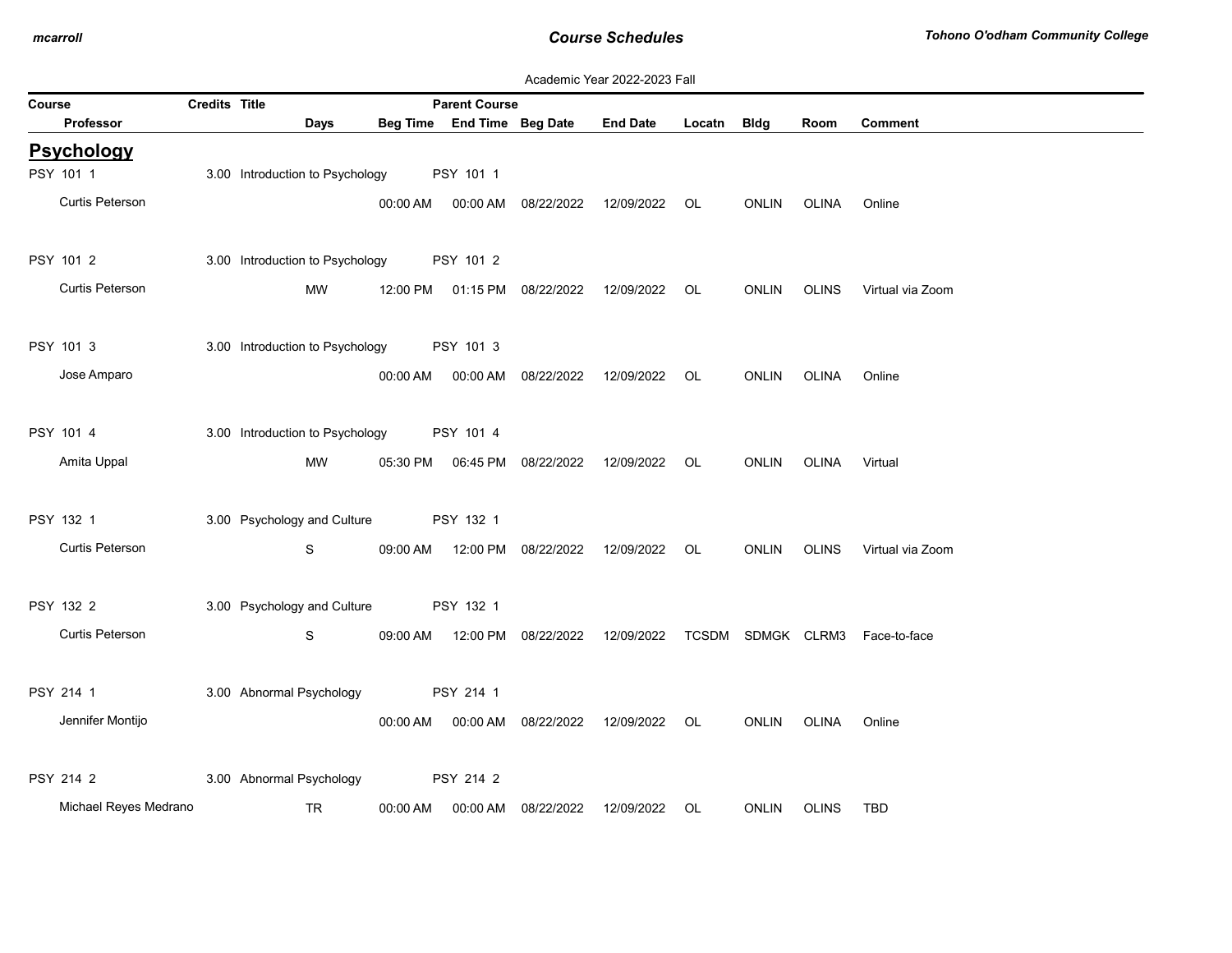Academic Year 2022-2023 Fall

## Psychology

| Course | Credits | Title | Parent Course | | | | | | | |
|---|---|---|---|---|---|---|---|---|---|---|
| Professor | Days | Beg Time | End Time | Beg Date | End Date | Locatn | Bldg | Room | Comment | |
| PSY 101 1 | 3.00 | Introduction to Psychology | PSY 101 1 | | | | | | | |
| Curtis Peterson | | 00:00 AM | 00:00 AM | 08/22/2022 | 12/09/2022 | OL | ONLIN | OLINA | Online | |
| PSY 101 2 | 3.00 | Introduction to Psychology | PSY 101 2 | | | | | | | |
| Curtis Peterson | MW | 12:00 PM | 01:15 PM | 08/22/2022 | 12/09/2022 | OL | ONLIN | OLINS | Virtual via Zoom | |
| PSY 101 3 | 3.00 | Introduction to Psychology | PSY 101 3 | | | | | | | |
| Jose Amparo | | 00:00 AM | 00:00 AM | 08/22/2022 | 12/09/2022 | OL | ONLIN | OLINA | Online | |
| PSY 101 4 | 3.00 | Introduction to Psychology | PSY 101 4 | | | | | | | |
| Amita Uppal | MW | 05:30 PM | 06:45 PM | 08/22/2022 | 12/09/2022 | OL | ONLIN | OLINA | Virtual | |
| PSY 132 1 | 3.00 | Psychology and Culture | PSY 132 1 | | | | | | | |
| Curtis Peterson | S | 09:00 AM | 12:00 PM | 08/22/2022 | 12/09/2022 | OL | ONLIN | OLINS | Virtual via Zoom | |
| PSY 132 2 | 3.00 | Psychology and Culture | PSY 132 1 | | | | | | | |
| Curtis Peterson | S | 09:00 AM | 12:00 PM | 08/22/2022 | 12/09/2022 | TCSDM | SDMGK | CLRM3 | Face-to-face | |
| PSY 214 1 | 3.00 | Abnormal Psychology | PSY 214 1 | | | | | | | |
| Jennifer Montijo | | 00:00 AM | 00:00 AM | 08/22/2022 | 12/09/2022 | OL | ONLIN | OLINA | Online | |
| PSY 214 2 | 3.00 | Abnormal Psychology | PSY 214 2 | | | | | | | |
| Michael Reyes Medrano | TR | 00:00 AM | 00:00 AM | 08/22/2022 | 12/09/2022 | OL | ONLIN | OLINS | TBD | |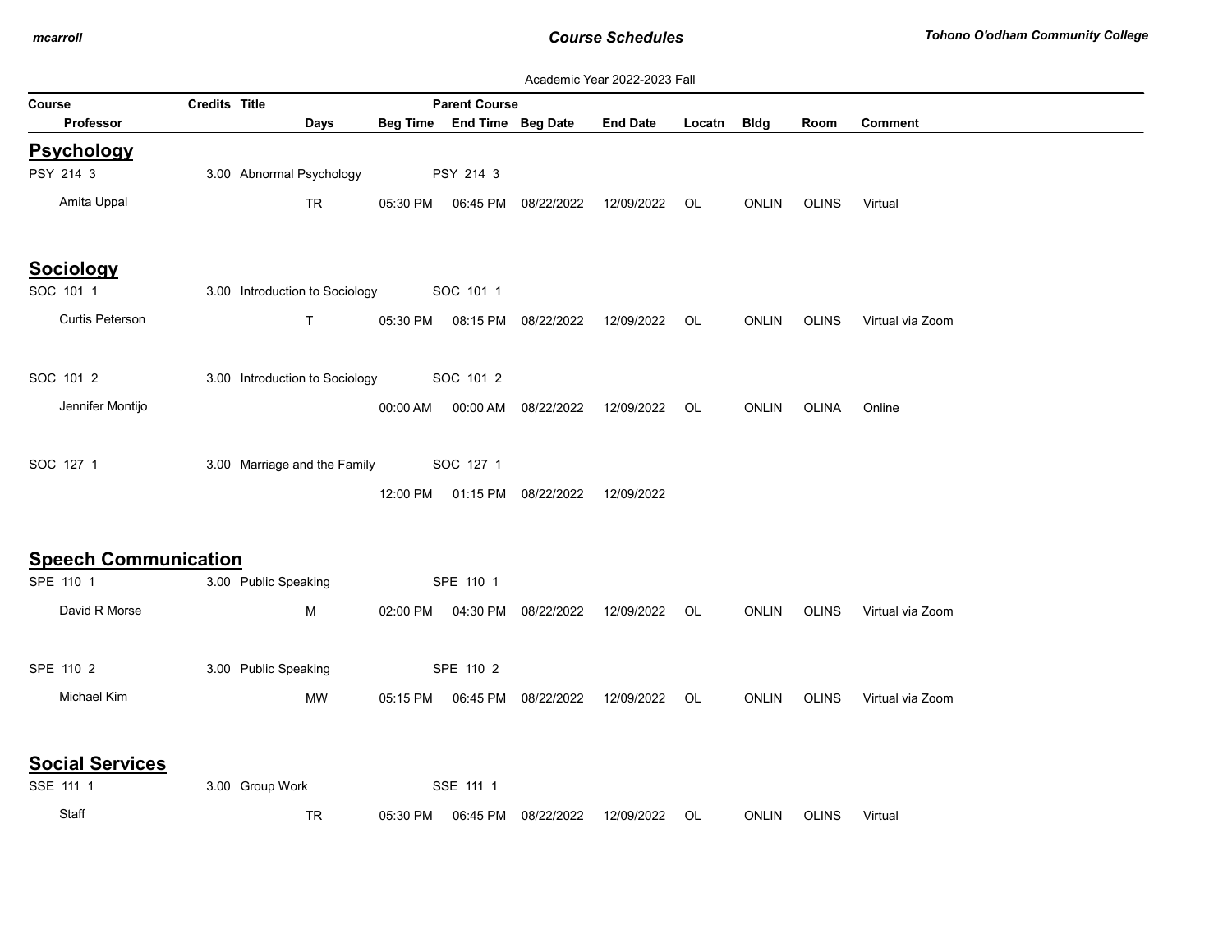Academic Year 2022-2023 Fall

| Course | Credits | Title | Parent Course | | | | | | | |
|---|---|---|---|---|---|---|---|---|---|---|
| Professor | Days | Beg Time | End Time | Beg Date | End Date | Locatn | Bldg | Room | Comment | |

## Psychology

| Course / Professor | Credits | Title / Days | Beg Time | End Time / Parent Course | Beg Date | End Date | Locatn | Bldg | Room | Comment |
|---|---|---|---|---|---|---|---|---|---|---|
| PSY 214 3 | 3.00 | Abnormal Psychology | | PSY 214 3 | | | | | | |
| Amita Uppal | | TR | 05:30 PM | 06:45 PM | 08/22/2022 | 12/09/2022 | OL | ONLIN | OLINS | Virtual |

## Sociology

| Course / Professor | Credits | Title / Days | Beg Time | End Time / Parent Course | Beg Date | End Date | Locatn | Bldg | Room | Comment |
|---|---|---|---|---|---|---|---|---|---|---|
| SOC 101 1 | 3.00 | Introduction to Sociology | | SOC 101 1 | | | | | | |
| Curtis Peterson | | T | 05:30 PM | 08:15 PM | 08/22/2022 | 12/09/2022 | OL | ONLIN | OLINS | Virtual via Zoom |
| SOC 101 2 | 3.00 | Introduction to Sociology | | SOC 101 2 | | | | | | |
| Jennifer Montijo | | | 00:00 AM | 00:00 AM | 08/22/2022 | 12/09/2022 | OL | ONLIN | OLINA | Online |
| SOC 127 1 | 3.00 | Marriage and the Family | | SOC 127 1 | | | | | | |
| | | | 12:00 PM | 01:15 PM | 08/22/2022 | 12/09/2022 | | | | |

## Speech Communication

| Course / Professor | Credits | Title / Days | Beg Time | End Time / Parent Course | Beg Date | End Date | Locatn | Bldg | Room | Comment |
|---|---|---|---|---|---|---|---|---|---|---|
| SPE 110 1 | 3.00 | Public Speaking | | SPE 110 1 | | | | | | |
| David R Morse | | M | 02:00 PM | 04:30 PM | 08/22/2022 | 12/09/2022 | OL | ONLIN | OLINS | Virtual via Zoom |
| SPE 110 2 | 3.00 | Public Speaking | | SPE 110 2 | | | | | | |
| Michael Kim | | MW | 05:15 PM | 06:45 PM | 08/22/2022 | 12/09/2022 | OL | ONLIN | OLINS | Virtual via Zoom |

## Social Services

| Course / Professor | Credits | Title / Days | Beg Time | End Time / Parent Course | Beg Date | End Date | Locatn | Bldg | Room | Comment |
|---|---|---|---|---|---|---|---|---|---|---|
| SSE 111 1 | 3.00 | Group Work | | SSE 111 1 | | | | | | |
| Staff | | TR | 05:30 PM | 06:45 PM | 08/22/2022 | 12/09/2022 | OL | ONLIN | OLINS | Virtual |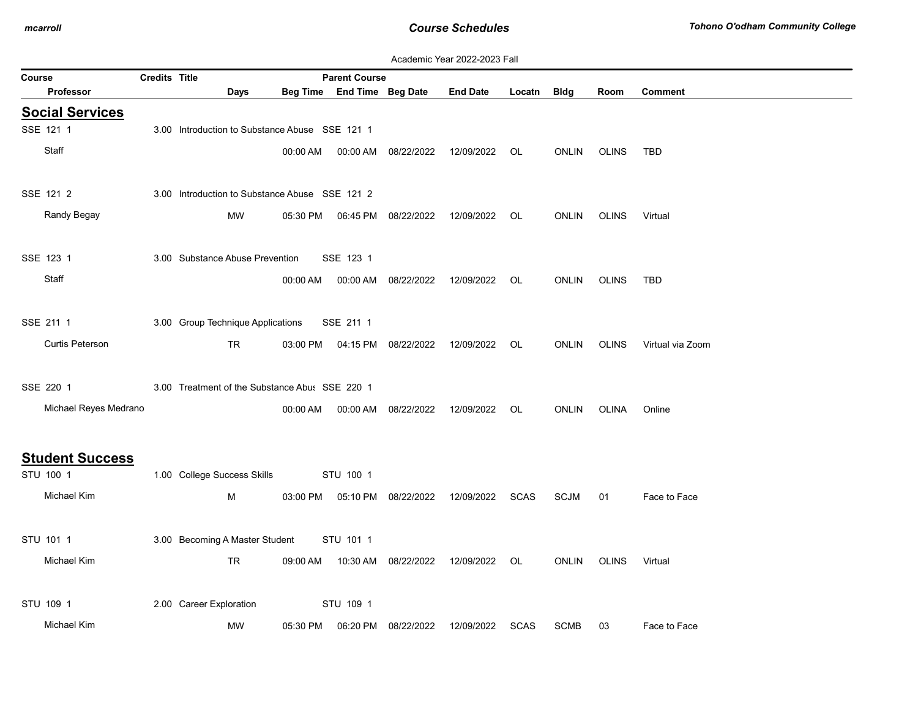Academic Year 2022-2023 Fall

| Course | Credits | Title | Parent Course | | | | | | | |
|---|---|---|---|---|---|---|---|---|---|---|
| Professor | Days | Beg Time | End Time | Beg Date | End Date | Locatn | Bldg | Room | Comment | |

## Social Services

| Course / Professor | Credits | Title / Days | Beg Time / Parent Course | End Time | Beg Date | End Date | Locatn | Bldg | Room | Comment |
|---|---|---|---|---|---|---|---|---|---|---|
| SSE 121 1 | 3.00 | Introduction to Substance Abuse | SSE 121 1 | | | | | | | |
| Staff | | | 00:00 AM | 00:00 AM | 08/22/2022 | 12/09/2022 | OL | ONLIN | OLINS | TBD |
| SSE 121 2 | 3.00 | Introduction to Substance Abuse | SSE 121 2 | | | | | | | |
| Randy Begay | | MW | 05:30 PM | 06:45 PM | 08/22/2022 | 12/09/2022 | OL | ONLIN | OLINS | Virtual |
| SSE 123 1 | 3.00 | Substance Abuse Prevention | SSE 123 1 | | | | | | | |
| Staff | | | 00:00 AM | 00:00 AM | 08/22/2022 | 12/09/2022 | OL | ONLIN | OLINS | TBD |
| SSE 211 1 | 3.00 | Group Technique Applications | SSE 211 1 | | | | | | | |
| Curtis Peterson | | TR | 03:00 PM | 04:15 PM | 08/22/2022 | 12/09/2022 | OL | ONLIN | OLINS | Virtual via Zoom |
| SSE 220 1 | 3.00 | Treatment of the Substance Abus | SSE 220 1 | | | | | | | |
| Michael Reyes Medrano | | | 00:00 AM | 00:00 AM | 08/22/2022 | 12/09/2022 | OL | ONLIN | OLINA | Online |

## Student Success

| Course / Professor | Credits | Title / Days | Beg Time / Parent Course | End Time | Beg Date | End Date | Locatn | Bldg | Room | Comment |
|---|---|---|---|---|---|---|---|---|---|---|
| STU 100 1 | 1.00 | College Success Skills | STU 100 1 | | | | | | | |
| Michael Kim | | M | 03:00 PM | 05:10 PM | 08/22/2022 | 12/09/2022 | SCAS | SCJM | 01 | Face to Face |
| STU 101 1 | 3.00 | Becoming A Master Student | STU 101 1 | | | | | | | |
| Michael Kim | | TR | 09:00 AM | 10:30 AM | 08/22/2022 | 12/09/2022 | OL | ONLIN | OLINS | Virtual |
| STU 109 1 | 2.00 | Career Exploration | STU 109 1 | | | | | | | |
| Michael Kim | | MW | 05:30 PM | 06:20 PM | 08/22/2022 | 12/09/2022 | SCAS | SCMB | 03 | Face to Face |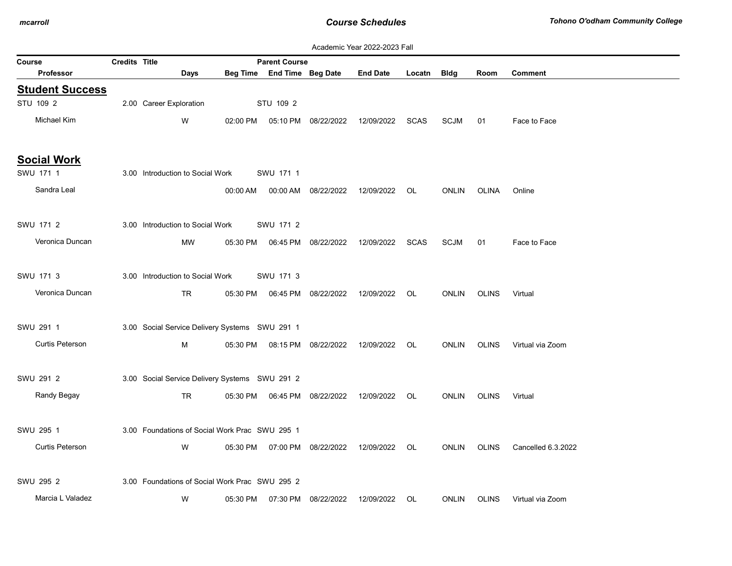Academic Year 2022-2023 Fall

| Course | Credits | Title | Days | Beg Time | Parent Course / End Time | Beg Date | End Date | Locatn | Bldg | Room | Comment |
|---|---|---|---|---|---|---|---|---|---|---|---|
| Professor | | | | | | | | | | | |

## Student Success

| Course / Professor | Credits | Title | Days | Beg Time | Parent Course / End Time | Beg Date | End Date | Locatn | Bldg | Room | Comment |
|---|---|---|---|---|---|---|---|---|---|---|---|
| STU 109 2 | 2.00 | Career Exploration | | | STU 109 2 | | | | | | |
| Michael Kim | | | W | 02:00 PM | 05:10 PM | 08/22/2022 | 12/09/2022 | SCAS | SCJM | 01 | Face to Face |

## Social Work

| Course / Professor | Credits | Title | Days | Beg Time | Parent Course / End Time | Beg Date | End Date | Locatn | Bldg | Room | Comment |
|---|---|---|---|---|---|---|---|---|---|---|---|
| SWU 171 1 | 3.00 | Introduction to Social Work | | | SWU 171 1 | | | | | | |
| Sandra Leal | | | | 00:00 AM | 00:00 AM | 08/22/2022 | 12/09/2022 | OL | ONLIN | OLINA | Online |
| SWU 171 2 | 3.00 | Introduction to Social Work | | | SWU 171 2 | | | | | | |
| Veronica Duncan | | | MW | 05:30 PM | 06:45 PM | 08/22/2022 | 12/09/2022 | SCAS | SCJM | 01 | Face to Face |
| SWU 171 3 | 3.00 | Introduction to Social Work | | | SWU 171 3 | | | | | | |
| Veronica Duncan | | | TR | 05:30 PM | 06:45 PM | 08/22/2022 | 12/09/2022 | OL | ONLIN | OLINS | Virtual |
| SWU 291 1 | 3.00 | Social Service Delivery Systems | | | SWU 291 1 | | | | | | |
| Curtis Peterson | | | M | 05:30 PM | 08:15 PM | 08/22/2022 | 12/09/2022 | OL | ONLIN | OLINS | Virtual via Zoom |
| SWU 291 2 | 3.00 | Social Service Delivery Systems | | | SWU 291 2 | | | | | | |
| Randy Begay | | | TR | 05:30 PM | 06:45 PM | 08/22/2022 | 12/09/2022 | OL | ONLIN | OLINS | Virtual |
| SWU 295 1 | 3.00 | Foundations of Social Work Prac | | | SWU 295 1 | | | | | | |
| Curtis Peterson | | | W | 05:30 PM | 07:00 PM | 08/22/2022 | 12/09/2022 | OL | ONLIN | OLINS | Cancelled 6.3.2022 |
| SWU 295 2 | 3.00 | Foundations of Social Work Prac | | | SWU 295 2 | | | | | | |
| Marcia L Valadez | | | W | 05:30 PM | 07:30 PM | 08/22/2022 | 12/09/2022 | OL | ONLIN | OLINS | Virtual via Zoom |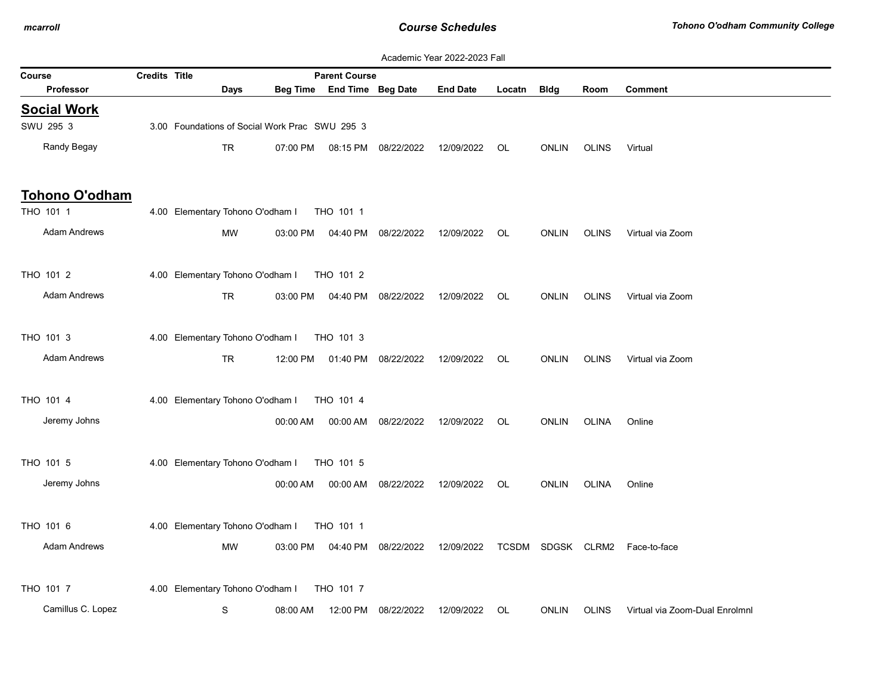Academic Year 2022-2023 Fall

| Course | Credits | Title | | | Parent Course | | | | | | |
|---|---|---|---|---|---|---|---|---|---|---|---|
| Professor | | Days | Beg Time | End Time | Beg Date | End Date | Locatn | Bldg | Room | Comment | |

## Social Work

| Course / Professor | Credits | Title / Days | Beg Time | End Time | Beg Date | End Date | Locatn | Bldg | Room | Comment |
|---|---|---|---|---|---|---|---|---|---|---|
| SWU 295 3 | 3.00 | Foundations of Social Work Prac | SWU 295 3 | | | | | | | |
| Randy Begay | | TR | 07:00 PM | 08:15 PM | 08/22/2022 | 12/09/2022 | OL | ONLIN | OLINS | Virtual |

## Tohono O'odham

| Course / Professor | Credits | Title / Days | Beg Time | End Time | Beg Date | End Date | Locatn | Bldg | Room | Comment |
|---|---|---|---|---|---|---|---|---|---|---|
| THO 101 1 | 4.00 | Elementary Tohono O'odham I | THO 101 1 | | | | | | | |
| Adam Andrews | | MW | 03:00 PM | 04:40 PM | 08/22/2022 | 12/09/2022 | OL | ONLIN | OLINS | Virtual via Zoom |
| THO 101 2 | 4.00 | Elementary Tohono O'odham I | THO 101 2 | | | | | | | |
| Adam Andrews | | TR | 03:00 PM | 04:40 PM | 08/22/2022 | 12/09/2022 | OL | ONLIN | OLINS | Virtual via Zoom |
| THO 101 3 | 4.00 | Elementary Tohono O'odham I | THO 101 3 | | | | | | | |
| Adam Andrews | | TR | 12:00 PM | 01:40 PM | 08/22/2022 | 12/09/2022 | OL | ONLIN | OLINS | Virtual via Zoom |
| THO 101 4 | 4.00 | Elementary Tohono O'odham I | THO 101 4 | | | | | | | |
| Jeremy Johns | | | 00:00 AM | 00:00 AM | 08/22/2022 | 12/09/2022 | OL | ONLIN | OLINA | Online |
| THO 101 5 | 4.00 | Elementary Tohono O'odham I | THO 101 5 | | | | | | | |
| Jeremy Johns | | | 00:00 AM | 00:00 AM | 08/22/2022 | 12/09/2022 | OL | ONLIN | OLINA | Online |
| THO 101 6 | 4.00 | Elementary Tohono O'odham I | THO 101 1 | | | | | | | |
| Adam Andrews | | MW | 03:00 PM | 04:40 PM | 08/22/2022 | 12/09/2022 | TCSDM | SDGSK | CLRM2 | Face-to-face |
| THO 101 7 | 4.00 | Elementary Tohono O'odham I | THO 101 7 | | | | | | | |
| Camillus C. Lopez | | S | 08:00 AM | 12:00 PM | 08/22/2022 | 12/09/2022 | OL | ONLIN | OLINS | Virtual via Zoom-Dual Enrolmnl |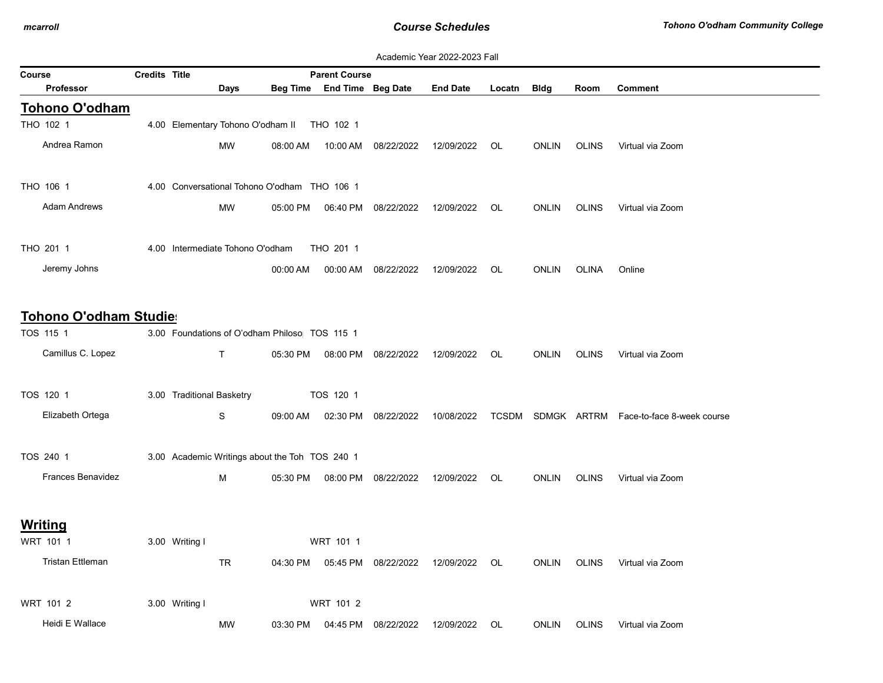Academic Year 2022-2023 Fall

| Course | Credits | Title | | | Parent Course | | | | | | |
|---|---|---|---|---|---|---|---|---|---|---|---|
| Professor | | Days | Beg Time | End Time | Beg Date | End Date | Locatn | Bldg | Room | Comment | |

## Tohono O'odham

| Course / Professor | Credits | Title / Days | Beg Time | End Time | Beg Date | End Date | Locatn | Bldg | Room | Comment |
|---|---|---|---|---|---|---|---|---|---|---|
| THO 102 1 | 4.00 | Elementary Tohono O'odham II | THO 102 1 | | | | | | | |
| Andrea Ramon | | MW | 08:00 AM | 10:00 AM | 08/22/2022 | 12/09/2022 | OL | ONLIN | OLINS | Virtual via Zoom |
| THO 106 1 | 4.00 | Conversational Tohono O'odham | THO 106 1 | | | | | | | |
| Adam Andrews | | MW | 05:00 PM | 06:40 PM | 08/22/2022 | 12/09/2022 | OL | ONLIN | OLINS | Virtual via Zoom |
| THO 201 1 | 4.00 | Intermediate Tohono O'odham | THO 201 1 | | | | | | | |
| Jeremy Johns | | | 00:00 AM | 00:00 AM | 08/22/2022 | 12/09/2022 | OL | ONLIN | OLINA | Online |

## Tohono O'odham Studies

| Course / Professor | Credits | Title / Days | Beg Time | End Time | Beg Date | End Date | Locatn | Bldg | Room | Comment |
|---|---|---|---|---|---|---|---|---|---|---|
| TOS 115 1 | 3.00 | Foundations of O'odham Philoso | TOS 115 1 | | | | | | | |
| Camillus C. Lopez | | T | 05:30 PM | 08:00 PM | 08/22/2022 | 12/09/2022 | OL | ONLIN | OLINS | Virtual via Zoom |
| TOS 120 1 | 3.00 | Traditional Basketry | TOS 120 1 | | | | | | | |
| Elizabeth Ortega | | S | 09:00 AM | 02:30 PM | 08/22/2022 | 10/08/2022 | TCSDM | SDMGK | ARTRM | Face-to-face 8-week course |
| TOS 240 1 | 3.00 | Academic Writings about the Toh | TOS 240 1 | | | | | | | |
| Frances Benavidez | | M | 05:30 PM | 08:00 PM | 08/22/2022 | 12/09/2022 | OL | ONLIN | OLINS | Virtual via Zoom |

## Writing

| Course / Professor | Credits | Title / Days | Beg Time | End Time | Beg Date | End Date | Locatn | Bldg | Room | Comment |
|---|---|---|---|---|---|---|---|---|---|---|
| WRT 101 1 | 3.00 | Writing I | WRT 101 1 | | | | | | | |
| Tristan Ettleman | | TR | 04:30 PM | 05:45 PM | 08/22/2022 | 12/09/2022 | OL | ONLIN | OLINS | Virtual via Zoom |
| WRT 101 2 | 3.00 | Writing I | WRT 101 2 | | | | | | | |
| Heidi E Wallace | | MW | 03:30 PM | 04:45 PM | 08/22/2022 | 12/09/2022 | OL | ONLIN | OLINS | Virtual via Zoom |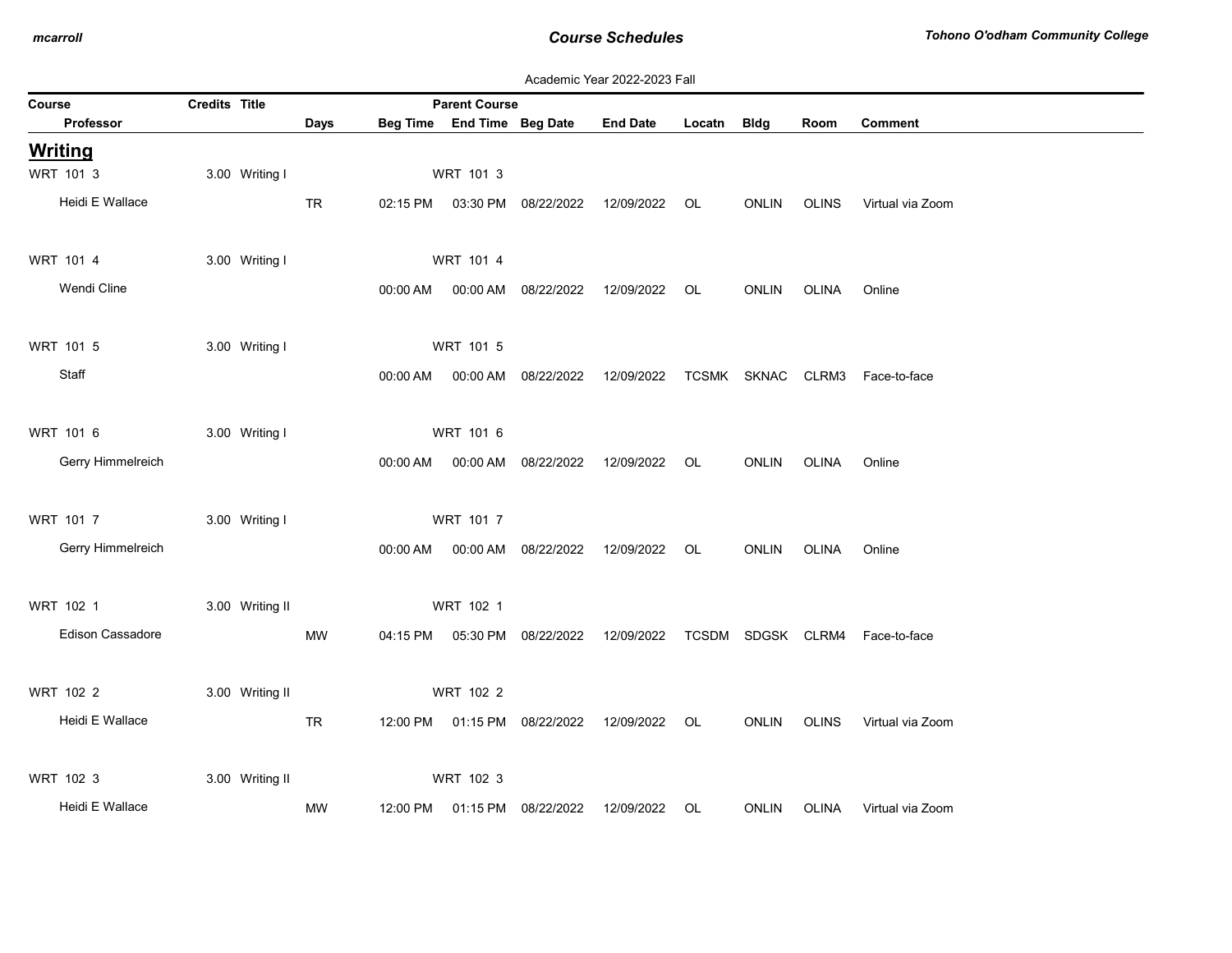Academic Year 2022-2023 Fall

| Course | Credits | Title | Days | Beg Time | End Time | Beg Date | End Date | Locatn | Bldg | Room | Comment |
|---|---|---|---|---|---|---|---|---|---|---|---|
| Professor | | | | | Parent Course | | | | | | |

## Writing

| Course / Professor | Credits | Title | Parent Course | Days | Beg Time | End Time | Beg Date | End Date | Locatn | Bldg | Room | Comment |
|---|---|---|---|---|---|---|---|---|---|---|---|---|
| WRT 101 3 | 3.00 | Writing I | WRT 101 3 | | | | | | | | | |
| Heidi E Wallace | | | | TR | 02:15 PM | 03:30 PM | 08/22/2022 | 12/09/2022 | OL | ONLIN | OLINS | Virtual via Zoom |
| WRT 101 4 | 3.00 | Writing I | WRT 101 4 | | | | | | | | | |
| Wendi Cline | | | | | 00:00 AM | 00:00 AM | 08/22/2022 | 12/09/2022 | OL | ONLIN | OLINA | Online |
| WRT 101 5 | 3.00 | Writing I | WRT 101 5 | | | | | | | | | |
| Staff | | | | | 00:00 AM | 00:00 AM | 08/22/2022 | 12/09/2022 | TCSMK | SKNAC | CLRM3 | Face-to-face |
| WRT 101 6 | 3.00 | Writing I | WRT 101 6 | | | | | | | | | |
| Gerry Himmelreich | | | | | 00:00 AM | 00:00 AM | 08/22/2022 | 12/09/2022 | OL | ONLIN | OLINA | Online |
| WRT 101 7 | 3.00 | Writing I | WRT 101 7 | | | | | | | | | |
| Gerry Himmelreich | | | | | 00:00 AM | 00:00 AM | 08/22/2022 | 12/09/2022 | OL | ONLIN | OLINA | Online |
| WRT 102 1 | 3.00 | Writing II | WRT 102 1 | | | | | | | | | |
| Edison Cassadore | | | | MW | 04:15 PM | 05:30 PM | 08/22/2022 | 12/09/2022 | TCSDM | SDGSK | CLRM4 | Face-to-face |
| WRT 102 2 | 3.00 | Writing II | WRT 102 2 | | | | | | | | | |
| Heidi E Wallace | | | | TR | 12:00 PM | 01:15 PM | 08/22/2022 | 12/09/2022 | OL | ONLIN | OLINS | Virtual via Zoom |
| WRT 102 3 | 3.00 | Writing II | WRT 102 3 | | | | | | | | | |
| Heidi E Wallace | | | | MW | 12:00 PM | 01:15 PM | 08/22/2022 | 12/09/2022 | OL | ONLIN | OLINA | Virtual via Zoom |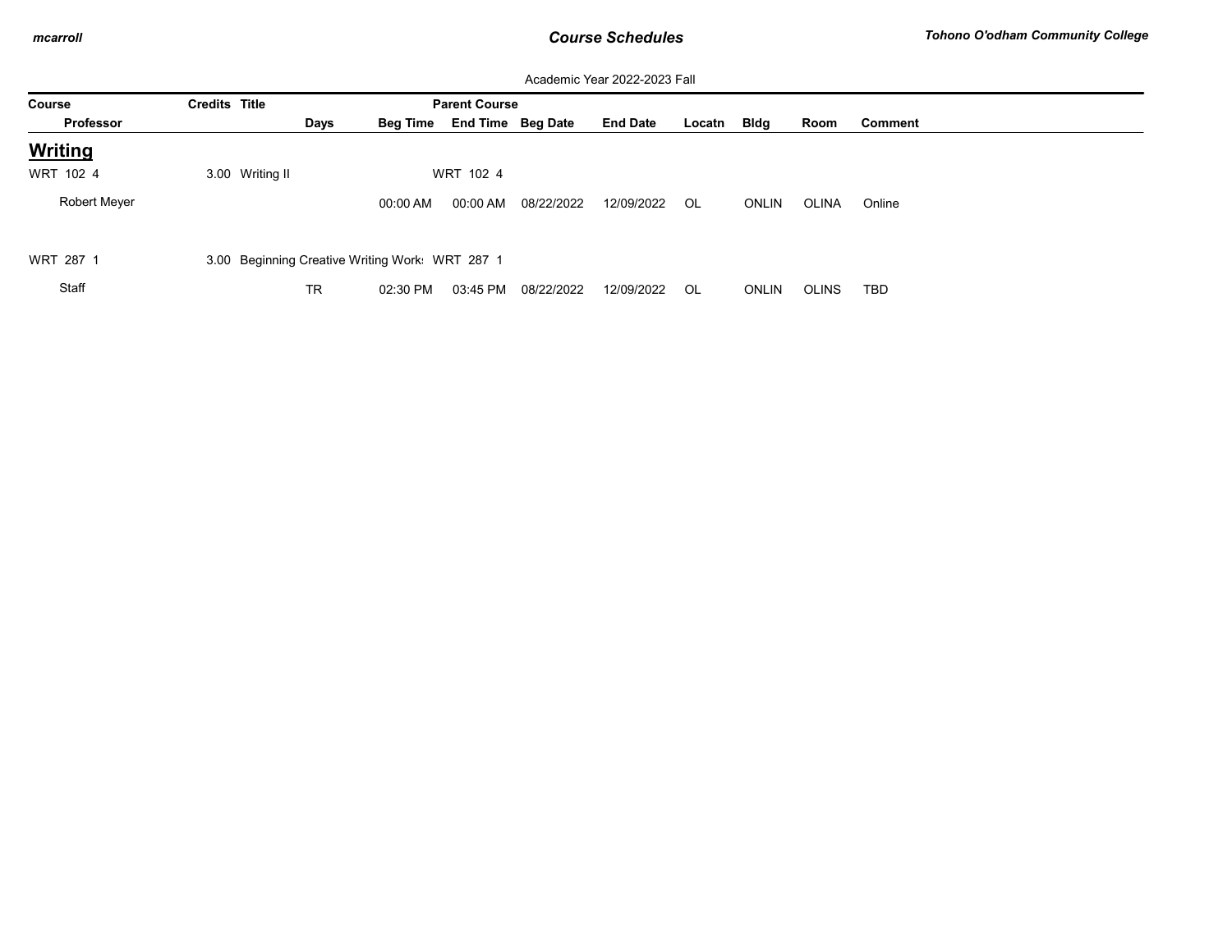Academic Year 2022-2023 Fall

| Course / Professor | Credits | Title | Days | Beg Time | Parent Course / End Time | Beg Date | End Date | Locatn | Bldg | Room | Comment |
|---|---|---|---|---|---|---|---|---|---|---|---|
| **Writing** | | | | | | | | | | | |
| WRT 102 4 | 3.00 | Writing II | | | WRT 102 4 | | | | | | |
| Robert Meyer | | | | 00:00 AM | 00:00 AM | 08/22/2022 | 12/09/2022 | OL | ONLIN | OLINA | Online |
| WRT 287 1 | 3.00 | Beginning Creative Writing Works | | | WRT 287 1 | | | | | | |
| Staff | | | TR | 02:30 PM | 03:45 PM | 08/22/2022 | 12/09/2022 | OL | ONLIN | OLINS | TBD |